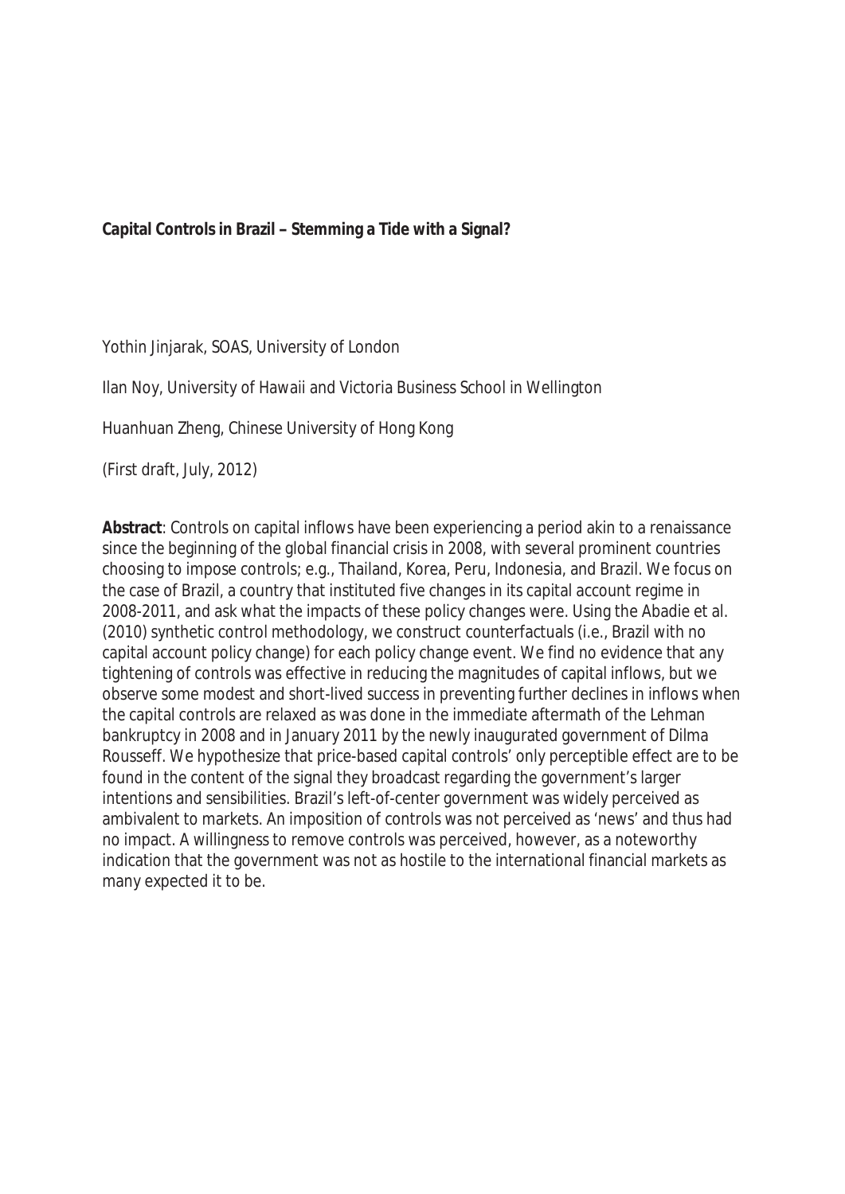# Capital Controls in Brazil – Stemming a Tide with a Signal?

Yothin Jinjarak, SOAS, University of London

Ilan Noy, University of Hawaii and Victoria Business School in Wellington

Huanhuan Zheng, Chinese University of Hong Kong

(First draft, July, 2012)

**Abstract**: Controls on capital inflows have been experiencing a period akin to a renaissance since the beginning of the global financial crisis in 2008, with several prominent countries choosing to impose controls; e.g., Thailand, Korea, Peru, Indonesia, and Brazil. We focus on the case of Brazil, a country that instituted five changes in its capital account regime in 2008-2011, and ask what the impacts of these policy changes were. Using the Abadie et al. (2010) synthetic control methodology, we construct counterfactuals (i.e., Brazil with no capital account policy change) for each policy change event. We find no evidence that any tightening of controls was effective in reducing the magnitudes of capital inflows, but we observe some modest and short-lived success in preventing further declines in inflows when the capital controls are relaxed as was done in the immediate aftermath of the Lehman bankruptcy in 2008 and in January 2011 by the newly inaugurated government of Dilma Rousseff. We hypothesize that price-based capital controls' only perceptible effect are to be found in the content of the signal they broadcast regarding the government's larger intentions and sensibilities. Brazil's left-of-center government was widely perceived as ambivalent to markets. An imposition of controls was not perceived as 'news' and thus had no impact. A willingness to remove controls was perceived, however, as a noteworthy indication that the government was not as hostile to the international financial markets as many expected it to be.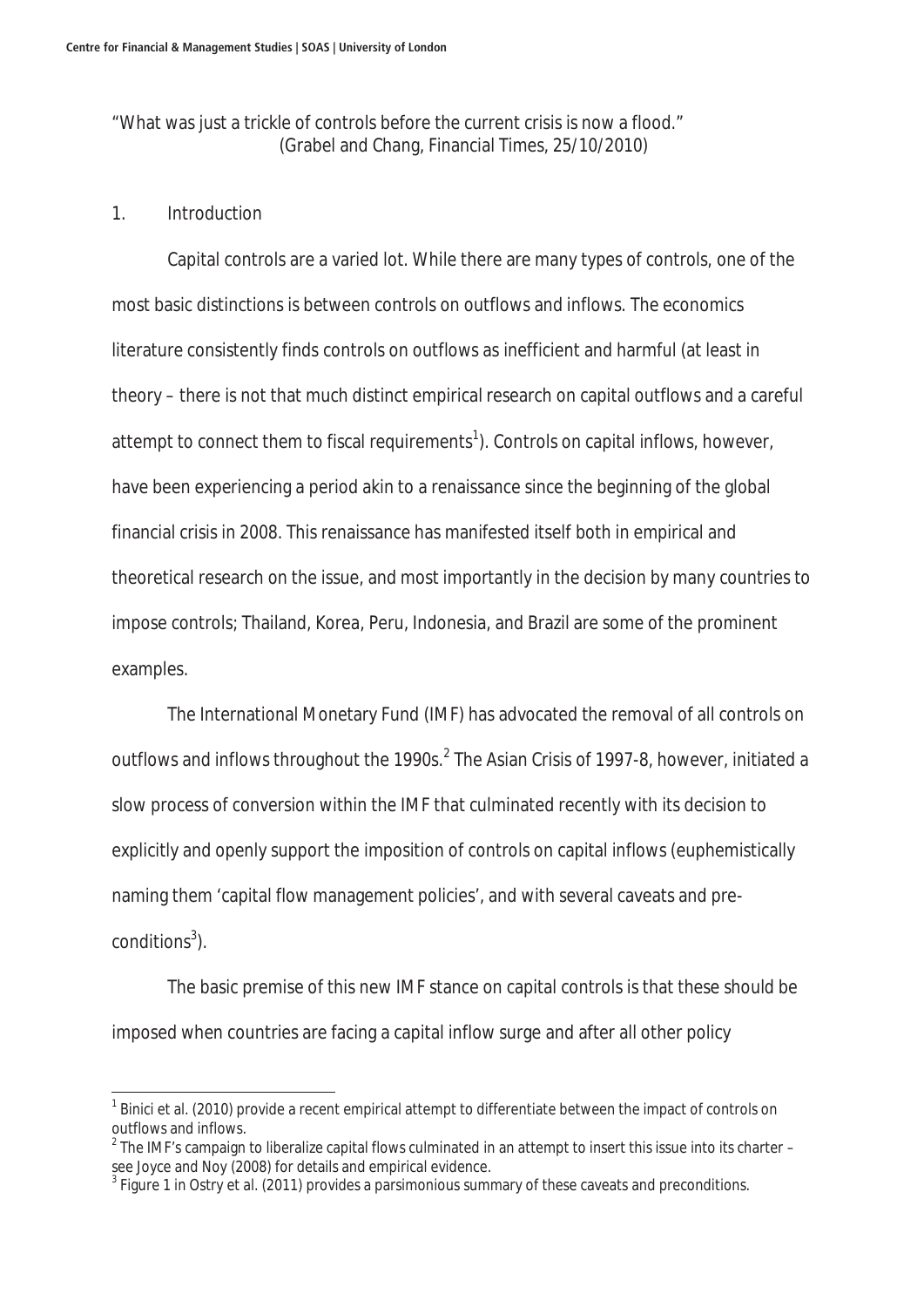"What was just a trickle of controls before the current crisis is now a flood."
(Grabel and Chang, Financial Times, 25/10/2010)

## 1. Introduction

Capital controls are a varied lot. While there are many types of controls, one of the most basic distinctions is between controls on outflows and inflows. The economics literature consistently finds controls on outflows as inefficient and harmful (at least in theory – there is not that much distinct empirical research on capital outflows and a careful attempt to connect them to fiscal requirements[1]). Controls on capital inflows, however, have been experiencing a period akin to a renaissance since the beginning of the global financial crisis in 2008. This renaissance has manifested itself both in empirical and theoretical research on the issue, and most importantly in the decision by many countries to impose controls; Thailand, Korea, Peru, Indonesia, and Brazil are some of the prominent examples.

The International Monetary Fund (IMF) has advocated the removal of all controls on outflows and inflows throughout the 1990s.[2] The Asian Crisis of 1997-8, however, initiated a slow process of conversion within the IMF that culminated recently with its decision to explicitly and openly support the imposition of controls on capital inflows (euphemistically naming them 'capital flow management policies', and with several caveats and pre-conditions[3]).

The basic premise of this new IMF stance on capital controls is that these should be imposed when countries are facing a capital inflow surge and after all other policy

---

[1] Binici et al. (2010) provide a recent empirical attempt to differentiate between the impact of controls on outflows and inflows.

[2] The IMF's campaign to liberalize capital flows culminated in an attempt to insert this issue into its charter – see Joyce and Noy (2008) for details and empirical evidence.

[3] Figure 1 in Ostry et al. (2011) provides a parsimonious summary of these caveats and preconditions.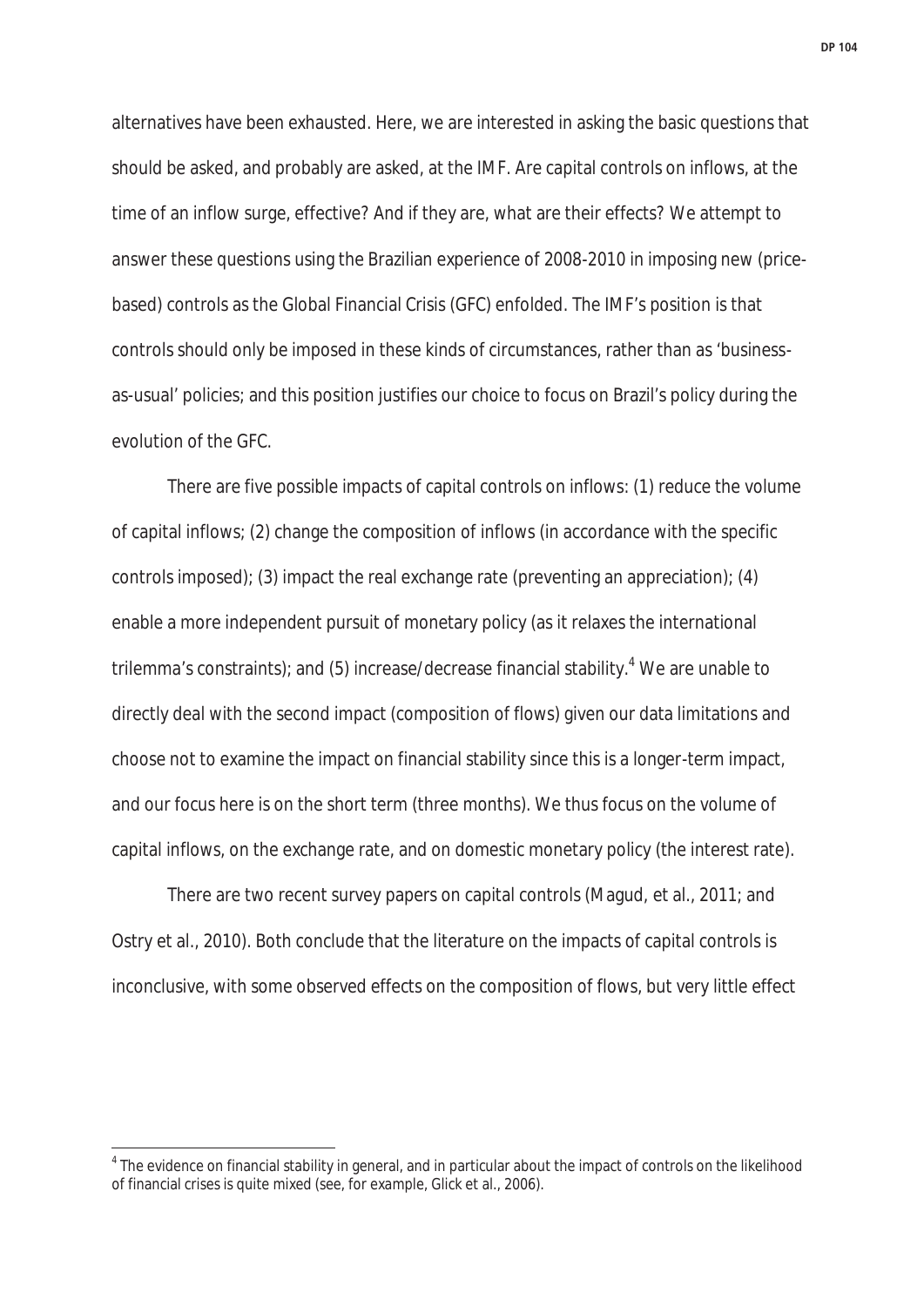alternatives have been exhausted. Here, we are interested in asking the basic questions that should be asked, and probably are asked, at the IMF. Are capital controls on inflows, at the time of an inflow surge, effective? And if they are, what are their effects? We attempt to answer these questions using the Brazilian experience of 2008-2010 in imposing new (price-based) controls as the Global Financial Crisis (GFC) enfolded. The IMF's position is that controls should only be imposed in these kinds of circumstances, rather than as 'business-as-usual' policies; and this position justifies our choice to focus on Brazil's policy during the evolution of the GFC.

There are five possible impacts of capital controls on inflows: (1) reduce the volume of capital inflows; (2) change the composition of inflows (in accordance with the specific controls imposed); (3) impact the real exchange rate (preventing an appreciation); (4) enable a more independent pursuit of monetary policy (as it relaxes the international trilemma's constraints); and (5) increase/decrease financial stability.[4] We are unable to directly deal with the second impact (composition of flows) given our data limitations and choose not to examine the impact on financial stability since this is a longer-term impact, and our focus here is on the short term (three months). We thus focus on the volume of capital inflows, on the exchange rate, and on domestic monetary policy (the interest rate).

There are two recent survey papers on capital controls (Magud, et al., 2011; and Ostry et al., 2010). Both conclude that the literature on the impacts of capital controls is inconclusive, with some observed effects on the composition of flows, but very little effect

[4] The evidence on financial stability in general, and in particular about the impact of controls on the likelihood of financial crises is quite mixed (see, for example, Glick et al., 2006).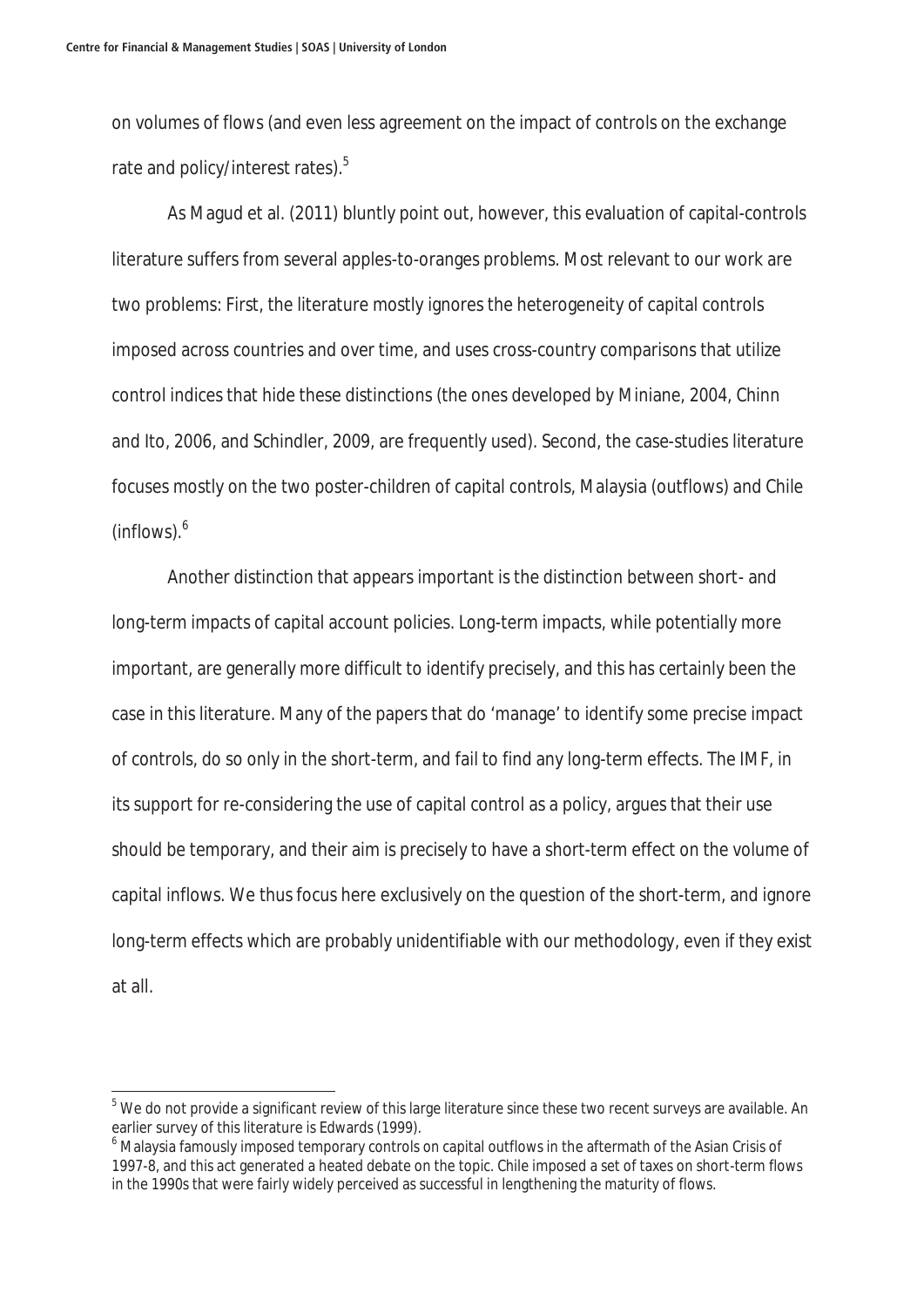on volumes of flows (and even less agreement on the impact of controls on the exchange rate and policy/interest rates).[5]

As Magud et al. (2011) bluntly point out, however, this evaluation of capital-controls literature suffers from several apples-to-oranges problems. Most relevant to our work are two problems: First, the literature mostly ignores the heterogeneity of capital controls imposed across countries and over time, and uses cross-country comparisons that utilize control indices that hide these distinctions (the ones developed by Miniane, 2004, Chinn and Ito, 2006, and Schindler, 2009, are frequently used). Second, the case-studies literature focuses mostly on the two poster-children of capital controls, Malaysia (outflows) and Chile (inflows).[6]

Another distinction that appears important is the distinction between short- and long-term impacts of capital account policies. Long-term impacts, while potentially more important, are generally more difficult to identify precisely, and this has certainly been the case in this literature. Many of the papers that do 'manage' to identify some precise impact of controls, do so only in the short-term, and fail to find any long-term effects. The IMF, in its support for re-considering the use of capital control as a policy, argues that their use should be temporary, and their aim is precisely to have a short-term effect on the volume of capital inflows. We thus focus here exclusively on the question of the short-term, and ignore long-term effects which are probably unidentifiable with our methodology, even if they exist at all.

---

[5] We do not provide a significant review of this large literature since these two recent surveys are available. An earlier survey of this literature is Edwards (1999).

[6] Malaysia famously imposed temporary controls on capital outflows in the aftermath of the Asian Crisis of 1997-8, and this act generated a heated debate on the topic. Chile imposed a set of taxes on short-term flows in the 1990s that were fairly widely perceived as successful in lengthening the maturity of flows.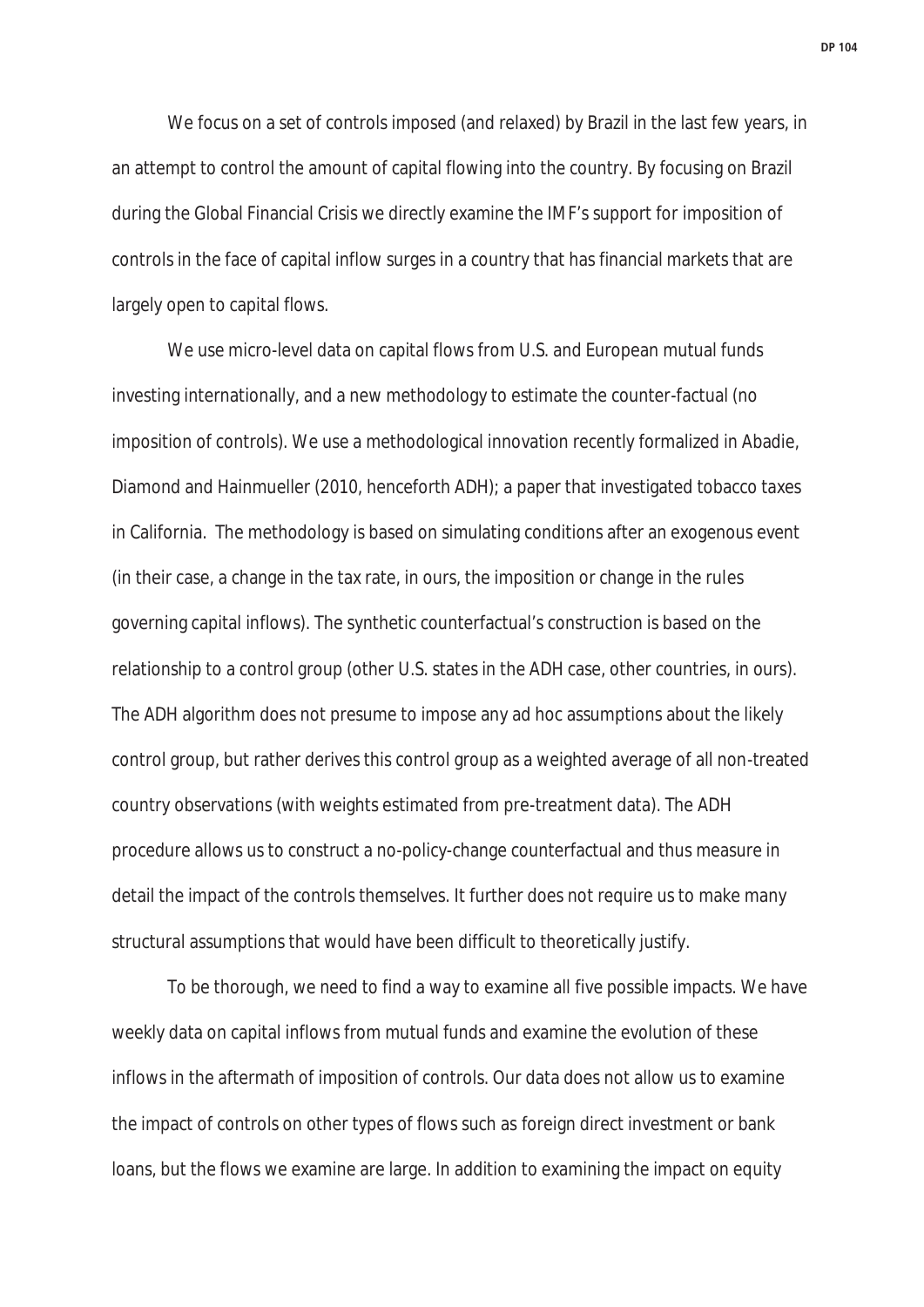We focus on a set of controls imposed (and relaxed) by Brazil in the last few years, in an attempt to control the amount of capital flowing into the country. By focusing on Brazil during the Global Financial Crisis we directly examine the IMF's support for imposition of controls in the face of capital inflow surges in a country that has financial markets that are largely open to capital flows.

We use micro-level data on capital flows from U.S. and European mutual funds investing internationally, and a new methodology to estimate the counter-factual (no imposition of controls). We use a methodological innovation recently formalized in Abadie, Diamond and Hainmueller (2010, henceforth ADH); a paper that investigated tobacco taxes in California. The methodology is based on simulating conditions after an exogenous event (in their case, a change in the tax rate, in ours, the imposition or change in the rules governing capital inflows). The synthetic counterfactual's construction is based on the relationship to a control group (other U.S. states in the ADH case, other countries, in ours). The ADH algorithm does not presume to impose any ad hoc assumptions about the likely control group, but rather derives this control group as a weighted average of all non-treated country observations (with weights estimated from pre-treatment data). The ADH procedure allows us to construct a no-policy-change counterfactual and thus measure in detail the impact of the controls themselves. It further does not require us to make many structural assumptions that would have been difficult to theoretically justify.

To be thorough, we need to find a way to examine all five possible impacts. We have weekly data on capital inflows from mutual funds and examine the evolution of these inflows in the aftermath of imposition of controls. Our data does not allow us to examine the impact of controls on other types of flows such as foreign direct investment or bank loans, but the flows we examine are large. In addition to examining the impact on equity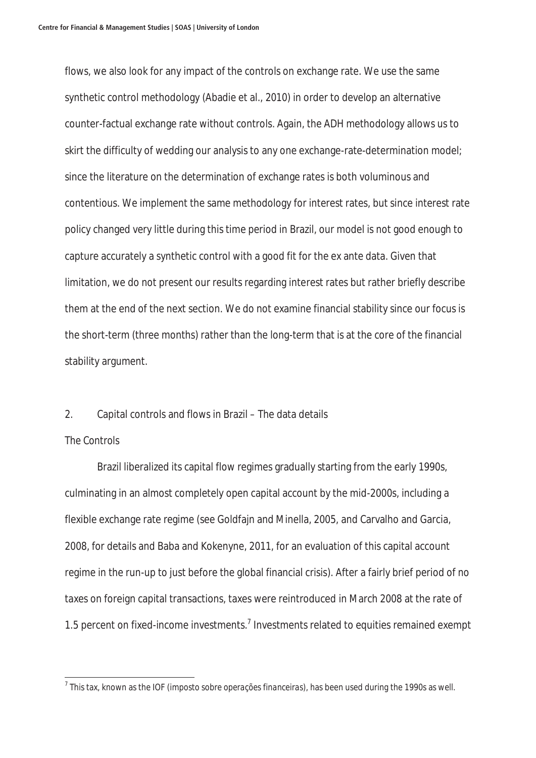flows, we also look for any impact of the controls on exchange rate. We use the same synthetic control methodology (Abadie et al., 2010) in order to develop an alternative counter-factual exchange rate without controls. Again, the ADH methodology allows us to skirt the difficulty of wedding our analysis to any one exchange-rate-determination model; since the literature on the determination of exchange rates is both voluminous and contentious. We implement the same methodology for interest rates, but since interest rate policy changed very little during this time period in Brazil, our model is not good enough to capture accurately a synthetic control with a good fit for the ex ante data. Given that limitation, we do not present our results regarding interest rates but rather briefly describe them at the end of the next section. We do not examine financial stability since our focus is the short-term (three months) rather than the long-term that is at the core of the financial stability argument.

## 2. Capital controls and flows in Brazil – The data details

### The Controls

Brazil liberalized its capital flow regimes gradually starting from the early 1990s, culminating in an almost completely open capital account by the mid-2000s, including a flexible exchange rate regime (see Goldfajn and Minella, 2005, and Carvalho and Garcia, 2008, for details and Baba and Kokenyne, 2011, for an evaluation of this capital account regime in the run-up to just before the global financial crisis). After a fairly brief period of no taxes on foreign capital transactions, taxes were reintroduced in March 2008 at the rate of 1.5 percent on fixed-income investments.[7] Investments related to equities remained exempt

[7] This tax, known as the IOF (*imposto sobre operações financeiras*), has been used during the 1990s as well.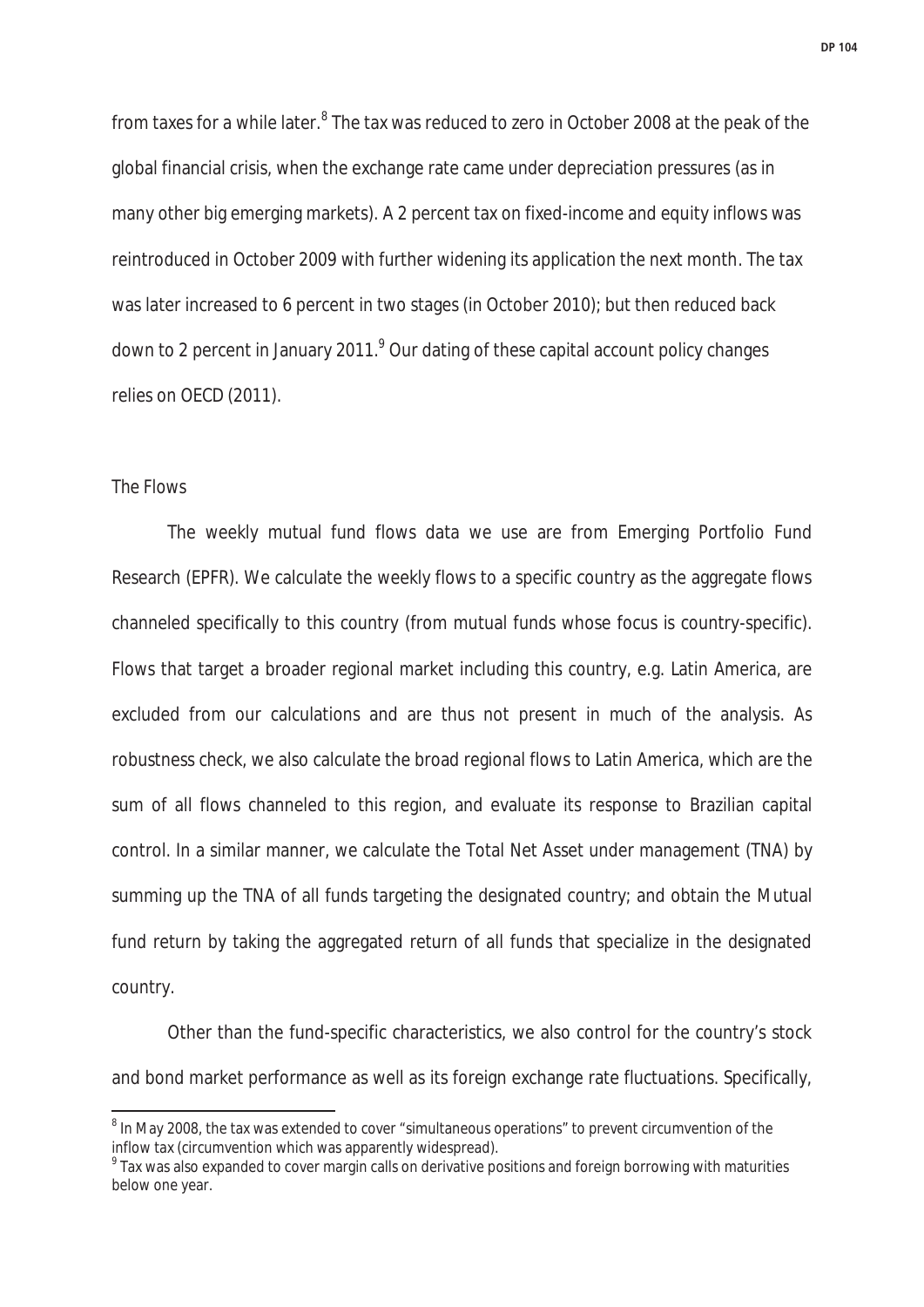from taxes for a while later.[8] The tax was reduced to zero in October 2008 at the peak of the global financial crisis, when the exchange rate came under depreciation pressures (as in many other big emerging markets). A 2 percent tax on fixed-income and equity inflows was reintroduced in October 2009 with further widening its application the next month. The tax was later increased to 6 percent in two stages (in October 2010); but then reduced back down to 2 percent in January 2011.[9] Our dating of these capital account policy changes relies on OECD (2011).

### The Flows

The weekly mutual fund flows data we use are from Emerging Portfolio Fund Research (EPFR). We calculate the weekly flows to a specific country as the aggregate flows channeled specifically to this country (from mutual funds whose focus is country-specific). Flows that target a broader regional market including this country, e.g. Latin America, are excluded from our calculations and are thus not present in much of the analysis. As robustness check, we also calculate the broad regional flows to Latin America, which are the sum of all flows channeled to this region, and evaluate its response to Brazilian capital control. In a similar manner, we calculate the Total Net Asset under management (TNA) by summing up the TNA of all funds targeting the designated country; and obtain the Mutual fund return by taking the aggregated return of all funds that specialize in the designated country.

Other than the fund-specific characteristics, we also control for the country's stock and bond market performance as well as its foreign exchange rate fluctuations. Specifically,

[8] In May 2008, the tax was extended to cover "simultaneous operations" to prevent circumvention of the inflow tax (circumvention which was apparently widespread).

[9] Tax was also expanded to cover margin calls on derivative positions and foreign borrowing with maturities below one year.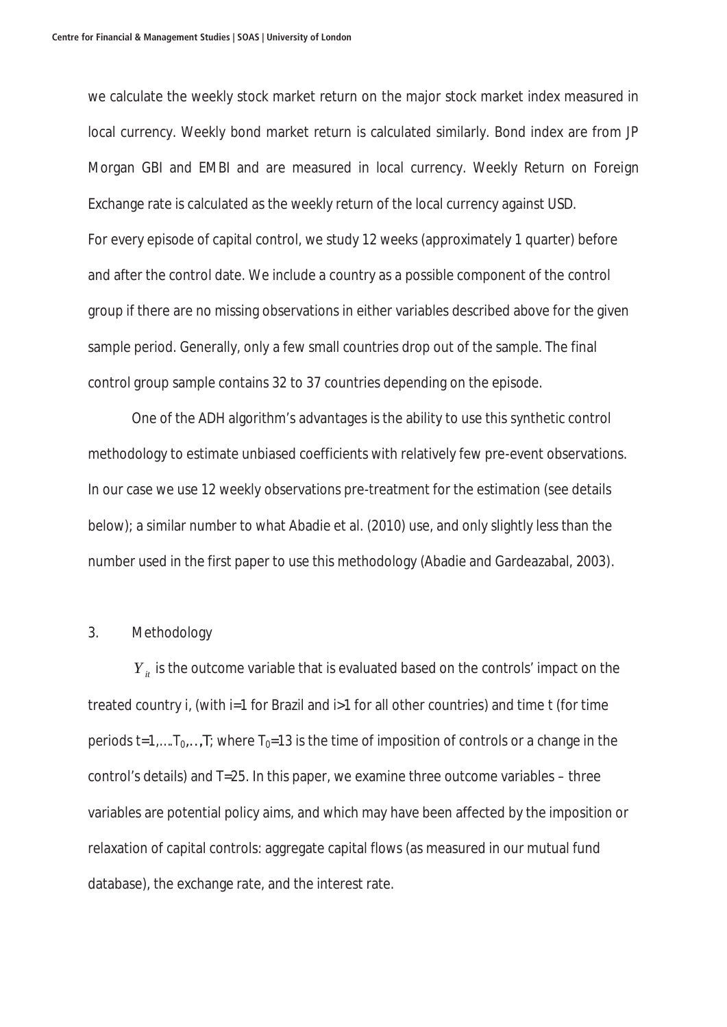we calculate the weekly stock market return on the major stock market index measured in local currency. Weekly bond market return is calculated similarly. Bond index are from JP Morgan GBI and EMBI and are measured in local currency. Weekly Return on Foreign Exchange rate is calculated as the weekly return of the local currency against USD.

For every episode of capital control, we study 12 weeks (approximately 1 quarter) before and after the control date. We include a country as a possible component of the control group if there are no missing observations in either variables described above for the given sample period. Generally, only a few small countries drop out of the sample. The final control group sample contains 32 to 37 countries depending on the episode.

One of the ADH algorithm's advantages is the ability to use this synthetic control methodology to estimate unbiased coefficients with relatively few pre-event observations. In our case we use 12 weekly observations pre-treatment for the estimation (see details below); a similar number to what Abadie et al. (2010) use, and only slightly less than the number used in the first paper to use this methodology (Abadie and Gardeazabal, 2003).

## 3. Methodology

$Y_{it}$ is the outcome variable that is evaluated based on the controls' impact on the treated country i, (with i=1 for Brazil and i>1 for all other countries) and time t (for time periods $t=1,\ldots T_0,\ldots,T$; where $T_0=13$ is the time of imposition of controls or a change in the control's details) and T=25. In this paper, we examine three outcome variables – three variables are potential policy aims, and which may have been affected by the imposition or relaxation of capital controls: aggregate capital flows (as measured in our mutual fund database), the exchange rate, and the interest rate.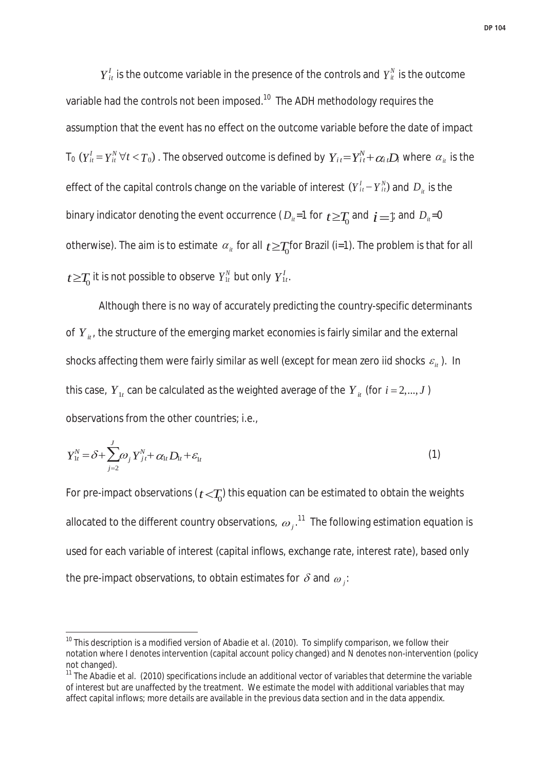$Y_{it}^{I}$ is the outcome variable in the presence of the controls and $Y_{it}^{N}$ is the outcome variable had the controls not been imposed.[10] The ADH methodology requires the assumption that the event has no effect on the outcome variable before the date of impact $T_0$ ($Y_{it}^{I} = Y_{it}^{N} \forall t < T_0$). The observed outcome is defined by $Y_{it} = Y_{it}^{N} + \alpha_{it} D_{it}$ where $\alpha_{it}$ is the effect of the capital controls change on the variable of interest ($Y_{it}^{I} - Y_{it}^{N}$) and $D_{it}$ is the binary indicator denoting the event occurrence ($D_{it}$=1 for $t \geq T_0$ and $i = 1$; and $D_{it}$=0 otherwise). The aim is to estimate $\alpha_{it}$ for all $t \geq T_0$ for Brazil (i=1). The problem is that for all $t \geq T_0$ it is not possible to observe $Y_{1t}^{N}$ but only $Y_{1t}^{I}$.

Although there is no way of accurately predicting the country-specific determinants of $Y_{it}$, the structure of the emerging market economies is fairly similar and the external shocks affecting them were fairly similar as well (except for mean zero iid shocks $\varepsilon_{it}$). In this case, $Y_{1t}$ can be calculated as the weighted average of the $Y_{it}$ (for $i = 2, ..., J$) observations from the other countries; i.e.,

$$Y_{1t}^{N} = \delta + \sum_{j=2}^{J} \omega_j Y_{jt}^{N} + \alpha_{1t} D_{1t} + \varepsilon_{1t} \tag{1}$$

For pre-impact observations ($t < T_0$) this equation can be estimated to obtain the weights allocated to the different country observations, $\omega_j$.[11] The following estimation equation is used for each variable of interest (capital inflows, exchange rate, interest rate), based only the pre-impact observations, to obtain estimates for $\delta$ and $\omega_j$:

---

[10] This description is a modified version of Abadie et al. (2010). To simplify comparison, we follow their notation where I denotes intervention (capital account policy changed) and N denotes non-intervention (policy not changed).

[11] The Abadie et al. (2010) specifications include an additional vector of variables that determine the variable of interest but are unaffected by the treatment. We estimate the model with additional variables that may affect capital inflows; more details are available in the previous data section and in the data appendix.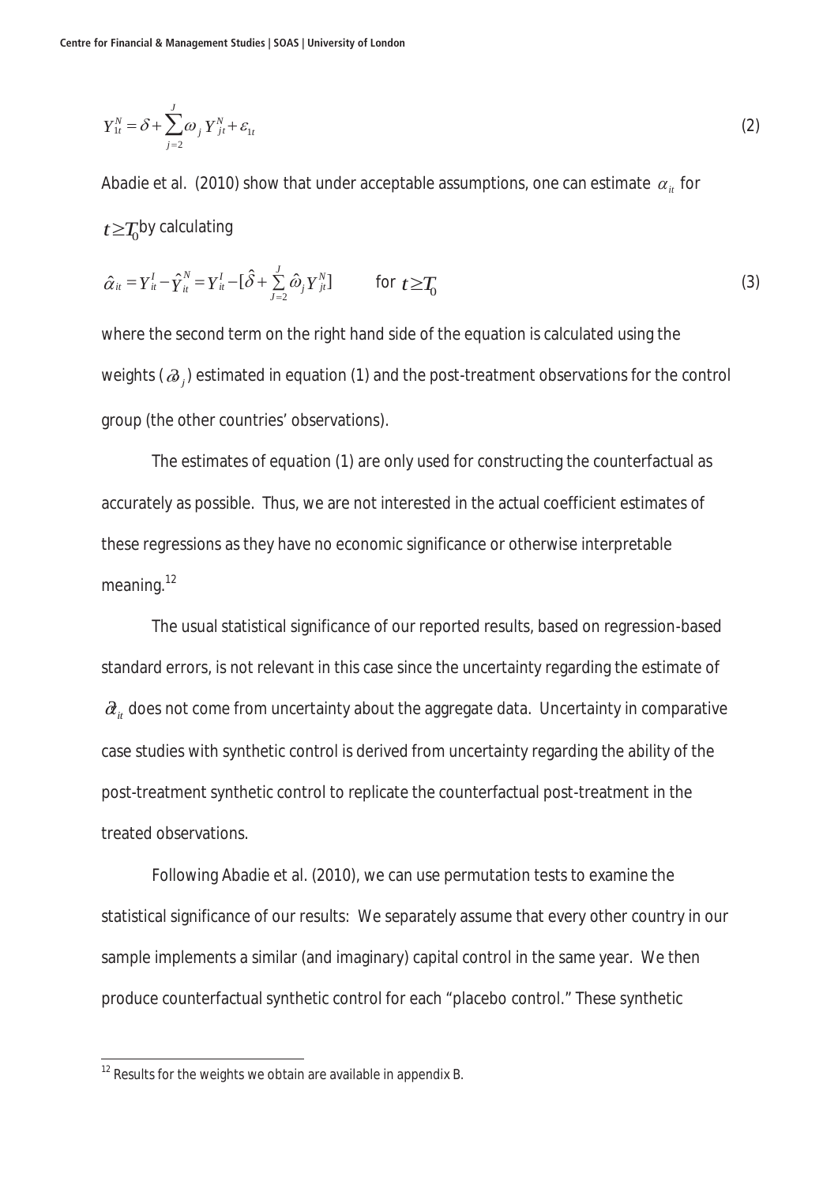$$Y_{1t}^{N} = \delta + \sum_{j=2}^{J} \omega_j Y_{jt}^{N} + \varepsilon_{1t} \tag{2}$$

Abadie et al. (2010) show that under acceptable assumptions, one can estimate $\alpha_{it}$ for $t \geq T_0$ by calculating

$$\hat{\alpha}_{it} = Y_{it}^{I} - \hat{Y}_{it}^{N} = Y_{it}^{I} - [\hat{\delta} + \sum_{J=2}^{J} \hat{\omega}_j Y_{jt}^{N}] \qquad \text{for } t \geq T_0 \tag{3}$$

where the second term on the right hand side of the equation is calculated using the weights ($\hat{\omega}_j$) estimated in equation (1) and the post-treatment observations for the control group (the other countries' observations).

The estimates of equation (1) are only used for constructing the counterfactual as accurately as possible. Thus, we are not interested in the actual coefficient estimates of these regressions as they have no economic significance or otherwise interpretable meaning.[12]

The usual statistical significance of our reported results, based on regression-based standard errors, is not relevant in this case since the uncertainty regarding the estimate of $\hat{\alpha}_{it}$ does not come from uncertainty about the aggregate data. Uncertainty in comparative case studies with synthetic control is derived from uncertainty regarding the ability of the post-treatment synthetic control to replicate the counterfactual post-treatment in the treated observations.

Following Abadie et al. (2010), we can use permutation tests to examine the statistical significance of our results: We separately assume that every other country in our sample implements a similar (and imaginary) capital control in the same year. We then produce counterfactual synthetic control for each "placebo control." These synthetic

[12] Results for the weights we obtain are available in appendix B.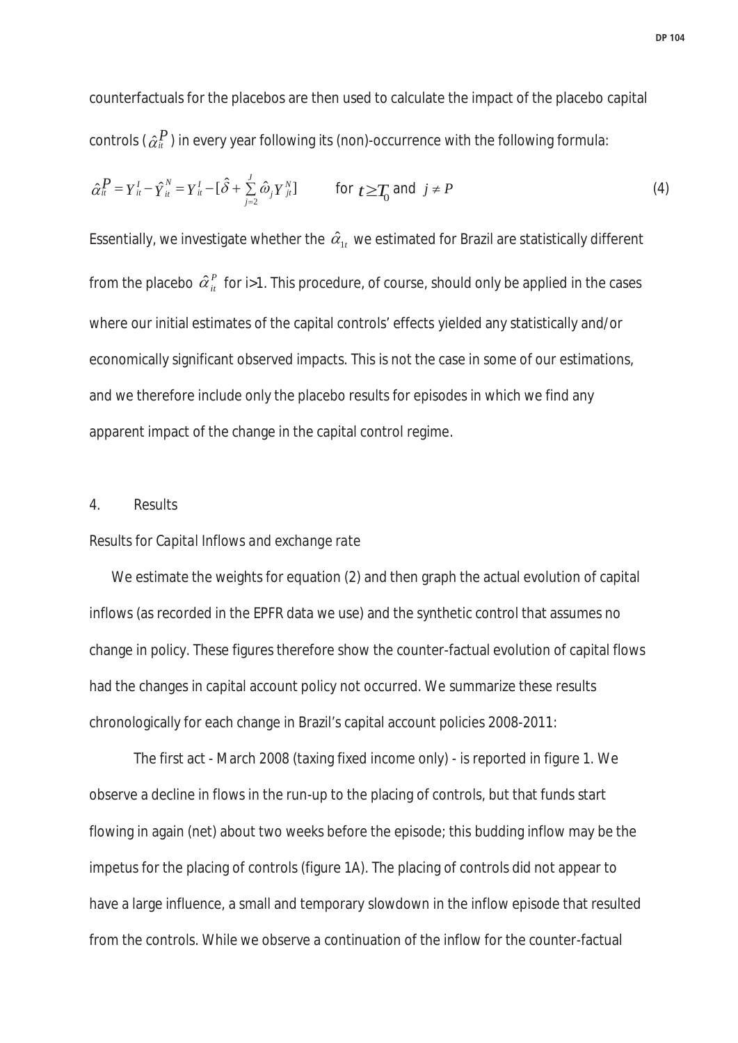counterfactuals for the placebos are then used to calculate the impact of the placebo capital controls ($\hat{\alpha}_{it}^{P}$) in every year following its (non)-occurrence with the following formula:

$$\hat{\alpha}_{it}^{P} = Y_{it}^{I} - \hat{Y}_{it}^{N} = Y_{it}^{I} - [\hat{\delta} + \sum_{j=2}^{J} \hat{\omega}_j Y_{jt}^{N}] \qquad \text{for } t \geq T_0 \text{ and } j \neq P \tag{4}$$

Essentially, we investigate whether the $\hat{\alpha}_{1t}$ we estimated for Brazil are statistically different from the placebo $\hat{\alpha}_{it}^{P}$ for i>1. This procedure, of course, should only be applied in the cases where our initial estimates of the capital controls' effects yielded any statistically and/or economically significant observed impacts. This is not the case in some of our estimations, and we therefore include only the placebo results for episodes in which we find any apparent impact of the change in the capital control regime.

## 4. Results

*Results for Capital Inflows and exchange rate*

We estimate the weights for equation (2) and then graph the actual evolution of capital inflows (as recorded in the EPFR data we use) and the synthetic control that assumes no change in policy. These figures therefore show the counter-factual evolution of capital flows had the changes in capital account policy not occurred. We summarize these results chronologically for each change in Brazil's capital account policies 2008-2011:

The first act - March 2008 (taxing fixed income only) - is reported in figure 1. We observe a decline in flows in the run-up to the placing of controls, but that funds start flowing in again (net) about two weeks before the episode; this budding inflow may be the impetus for the placing of controls (figure 1A). The placing of controls did not appear to have a large influence, a small and temporary slowdown in the inflow episode that resulted from the controls. While we observe a continuation of the inflow for the counter-factual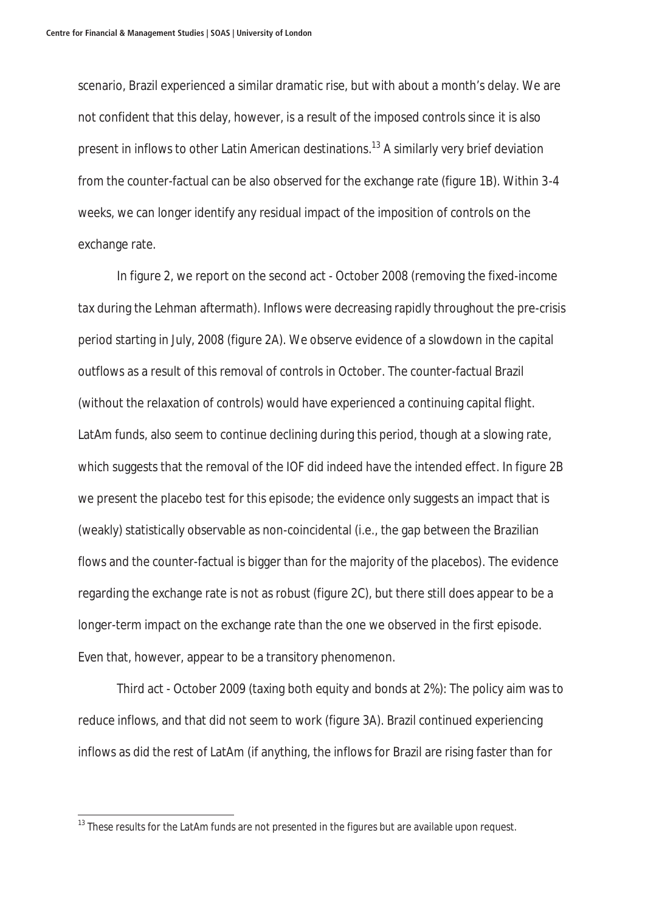scenario, Brazil experienced a similar dramatic rise, but with about a month's delay. We are not confident that this delay, however, is a result of the imposed controls since it is also present in inflows to other Latin American destinations.[13] A similarly very brief deviation from the counter-factual can be also observed for the exchange rate (figure 1B). Within 3-4 weeks, we can longer identify any residual impact of the imposition of controls on the exchange rate.

In figure 2, we report on the second act - October 2008 (removing the fixed-income tax during the Lehman aftermath). Inflows were decreasing rapidly throughout the pre-crisis period starting in July, 2008 (figure 2A). We observe evidence of a slowdown in the capital outflows as a result of this removal of controls in October. The counter-factual Brazil (without the relaxation of controls) would have experienced a continuing capital flight. LatAm funds, also seem to continue declining during this period, though at a slowing rate, which suggests that the removal of the IOF did indeed have the intended effect. In figure 2B we present the placebo test for this episode; the evidence only suggests an impact that is (weakly) statistically observable as non-coincidental (i.e., the gap between the Brazilian flows and the counter-factual is bigger than for the majority of the placebos). The evidence regarding the exchange rate is not as robust (figure 2C), but there still does appear to be a longer-term impact on the exchange rate than the one we observed in the first episode. Even that, however, appear to be a transitory phenomenon.

Third act - October 2009 (taxing both equity and bonds at 2%): The policy aim was to reduce inflows, and that did not seem to work (figure 3A). Brazil continued experiencing inflows as did the rest of LatAm (if anything, the inflows for Brazil are rising faster than for

[13] These results for the LatAm funds are not presented in the figures but are available upon request.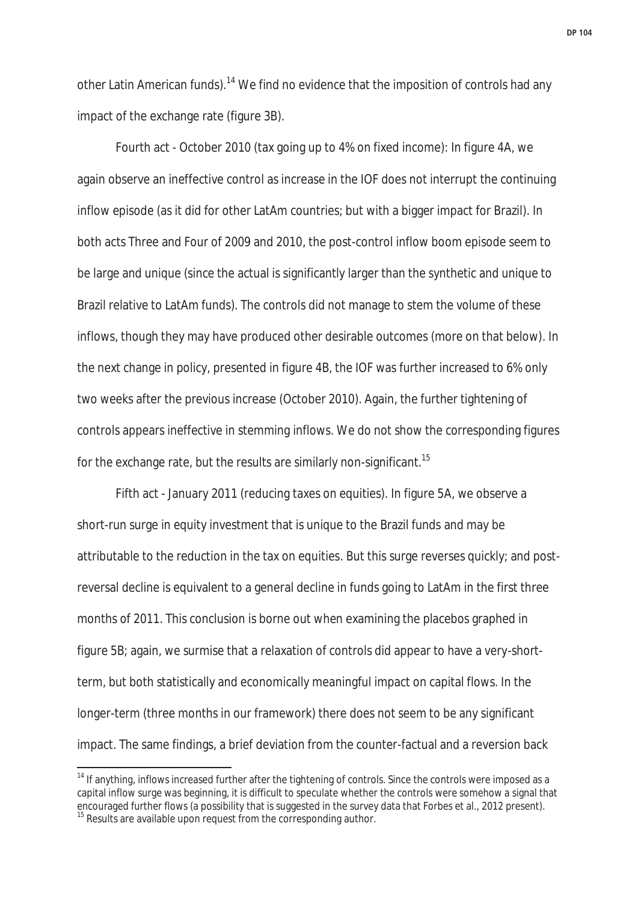other Latin American funds).[14] We find no evidence that the imposition of controls had any impact of the exchange rate (figure 3B).

Fourth act - October 2010 (tax going up to 4% on fixed income): In figure 4A, we again observe an ineffective control as increase in the IOF does not interrupt the continuing inflow episode (as it did for other LatAm countries; but with a bigger impact for Brazil). In both acts Three and Four of 2009 and 2010, the post-control inflow boom episode seem to be large and unique (since the actual is significantly larger than the synthetic and unique to Brazil relative to LatAm funds). The controls did not manage to stem the volume of these inflows, though they may have produced other desirable outcomes (more on that below). In the next change in policy, presented in figure 4B, the IOF was further increased to 6% only two weeks after the previous increase (October 2010). Again, the further tightening of controls appears ineffective in stemming inflows. We do not show the corresponding figures for the exchange rate, but the results are similarly non-significant.[15]

Fifth act - January 2011 (reducing taxes on equities). In figure 5A, we observe a short-run surge in equity investment that is unique to the Brazil funds and may be attributable to the reduction in the tax on equities. But this surge reverses quickly; and post-reversal decline is equivalent to a general decline in funds going to LatAm in the first three months of 2011. This conclusion is borne out when examining the placebos graphed in figure 5B; again, we surmise that a relaxation of controls did appear to have a very-short-term, but both statistically and economically meaningful impact on capital flows. In the longer-term (three months in our framework) there does not seem to be any significant impact. The same findings, a brief deviation from the counter-factual and a reversion back

[14] If anything, inflows increased further after the tightening of controls. Since the controls were imposed as a capital inflow surge was beginning, it is difficult to speculate whether the controls were somehow a signal that encouraged further flows (a possibility that is suggested in the survey data that Forbes et al., 2012 present).

[15] Results are available upon request from the corresponding author.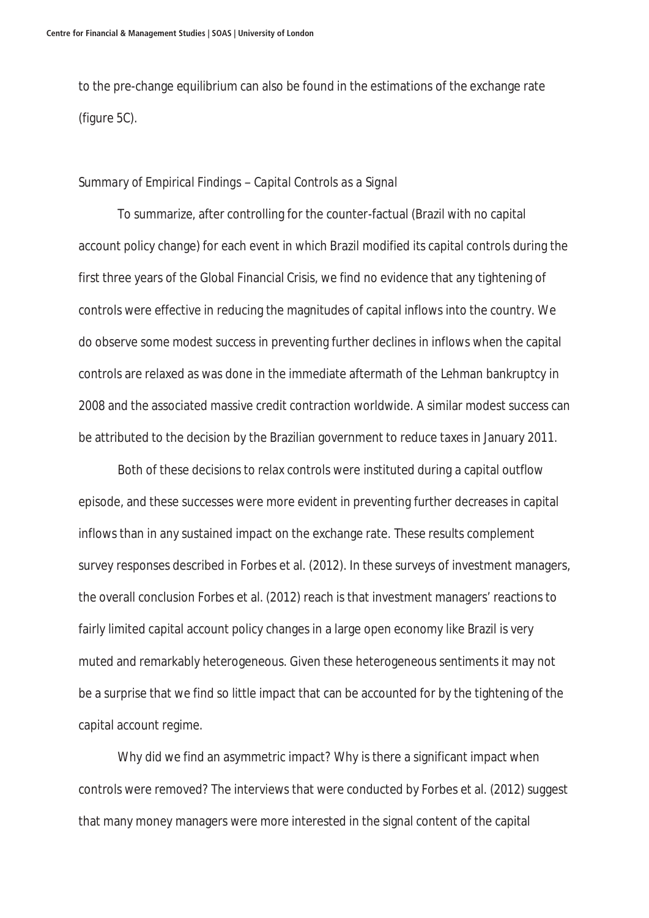to the pre-change equilibrium can also be found in the estimations of the exchange rate (figure 5C).

*Summary of Empirical Findings – Capital Controls as a Signal*

To summarize, after controlling for the counter-factual (Brazil with no capital account policy change) for each event in which Brazil modified its capital controls during the first three years of the Global Financial Crisis, we find no evidence that any tightening of controls were effective in reducing the magnitudes of capital inflows into the country. We do observe some modest success in preventing further declines in inflows when the capital controls are relaxed as was done in the immediate aftermath of the Lehman bankruptcy in 2008 and the associated massive credit contraction worldwide. A similar modest success can be attributed to the decision by the Brazilian government to reduce taxes in January 2011.

Both of these decisions to relax controls were instituted during a capital outflow episode, and these successes were more evident in preventing further decreases in capital inflows than in any sustained impact on the exchange rate. These results complement survey responses described in Forbes et al. (2012). In these surveys of investment managers, the overall conclusion Forbes et al. (2012) reach is that investment managers' reactions to fairly limited capital account policy changes in a large open economy like Brazil is very muted and remarkably heterogeneous. Given these heterogeneous sentiments it may not be a surprise that we find so little impact that can be accounted for by the tightening of the capital account regime.

Why did we find an asymmetric impact? Why is there a significant impact when controls were removed? The interviews that were conducted by Forbes et al. (2012) suggest that many money managers were more interested in the signal content of the capital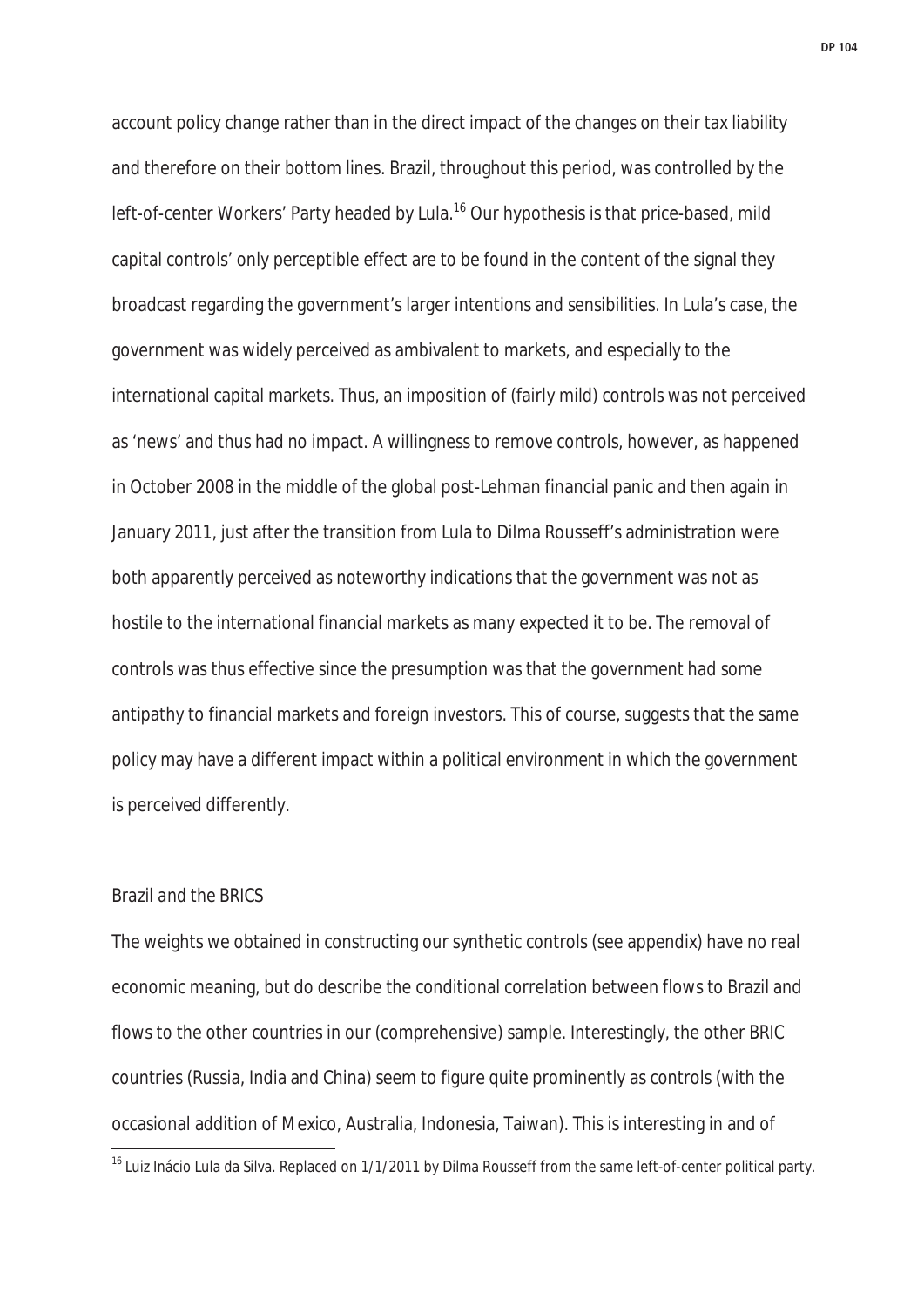account policy change rather than in the direct impact of the changes on their tax liability and therefore on their bottom lines. Brazil, throughout this period, was controlled by the left-of-center Workers' Party headed by Lula.[16] Our hypothesis is that price-based, mild capital controls' only perceptible effect are to be found in the content of the signal they broadcast regarding the government's larger intentions and sensibilities. In Lula's case, the government was widely perceived as ambivalent to markets, and especially to the international capital markets. Thus, an imposition of (fairly mild) controls was not perceived as 'news' and thus had no impact. A willingness to remove controls, however, as happened in October 2008 in the middle of the global post-Lehman financial panic and then again in January 2011, just after the transition from Lula to Dilma Rousseff's administration were both apparently perceived as noteworthy indications that the government was not as hostile to the international financial markets as many expected it to be. The removal of controls was thus effective since the presumption was that the government had some antipathy to financial markets and foreign investors. This of course, suggests that the same policy may have a different impact within a political environment in which the government is perceived differently.

*Brazil and the BRICS*

The weights we obtained in constructing our synthetic controls (see appendix) have no real economic meaning, but do describe the conditional correlation between flows to Brazil and flows to the other countries in our (comprehensive) sample. Interestingly, the other BRIC countries (Russia, India and China) seem to figure quite prominently as controls (with the occasional addition of Mexico, Australia, Indonesia, Taiwan). This is interesting in and of

[16] Luiz Inácio Lula da Silva. Replaced on 1/1/2011 by Dilma Rousseff from the same left-of-center political party.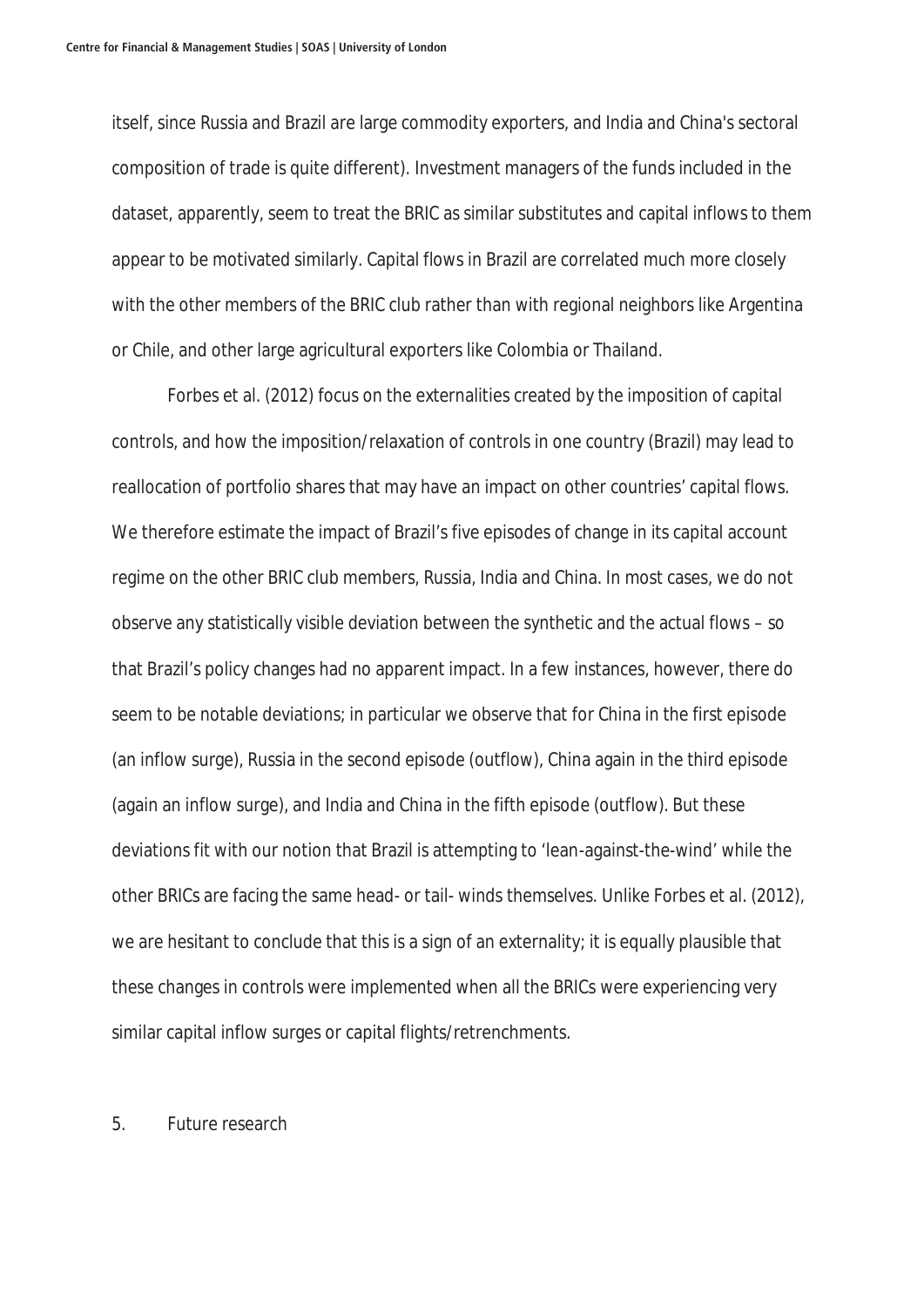itself, since Russia and Brazil are large commodity exporters, and India and China's sectoral composition of trade is quite different). Investment managers of the funds included in the dataset, apparently, seem to treat the BRIC as similar substitutes and capital inflows to them appear to be motivated similarly. Capital flows in Brazil are correlated much more closely with the other members of the BRIC club rather than with regional neighbors like Argentina or Chile, and other large agricultural exporters like Colombia or Thailand.

Forbes et al. (2012) focus on the externalities created by the imposition of capital controls, and how the imposition/relaxation of controls in one country (Brazil) may lead to reallocation of portfolio shares that may have an impact on other countries' capital flows. We therefore estimate the impact of Brazil's five episodes of change in its capital account regime on the other BRIC club members, Russia, India and China. In most cases, we do not observe any statistically visible deviation between the synthetic and the actual flows – so that Brazil's policy changes had no apparent impact. In a few instances, however, there do seem to be notable deviations; in particular we observe that for China in the first episode (an inflow surge), Russia in the second episode (outflow), China again in the third episode (again an inflow surge), and India and China in the fifth episode (outflow). But these deviations fit with our notion that Brazil is attempting to 'lean-against-the-wind' while the other BRICs are facing the same head- or tail- winds themselves. Unlike Forbes et al. (2012), we are hesitant to conclude that this is a sign of an externality; it is equally plausible that these changes in controls were implemented when all the BRICs were experiencing very similar capital inflow surges or capital flights/retrenchments.

## 5. Future research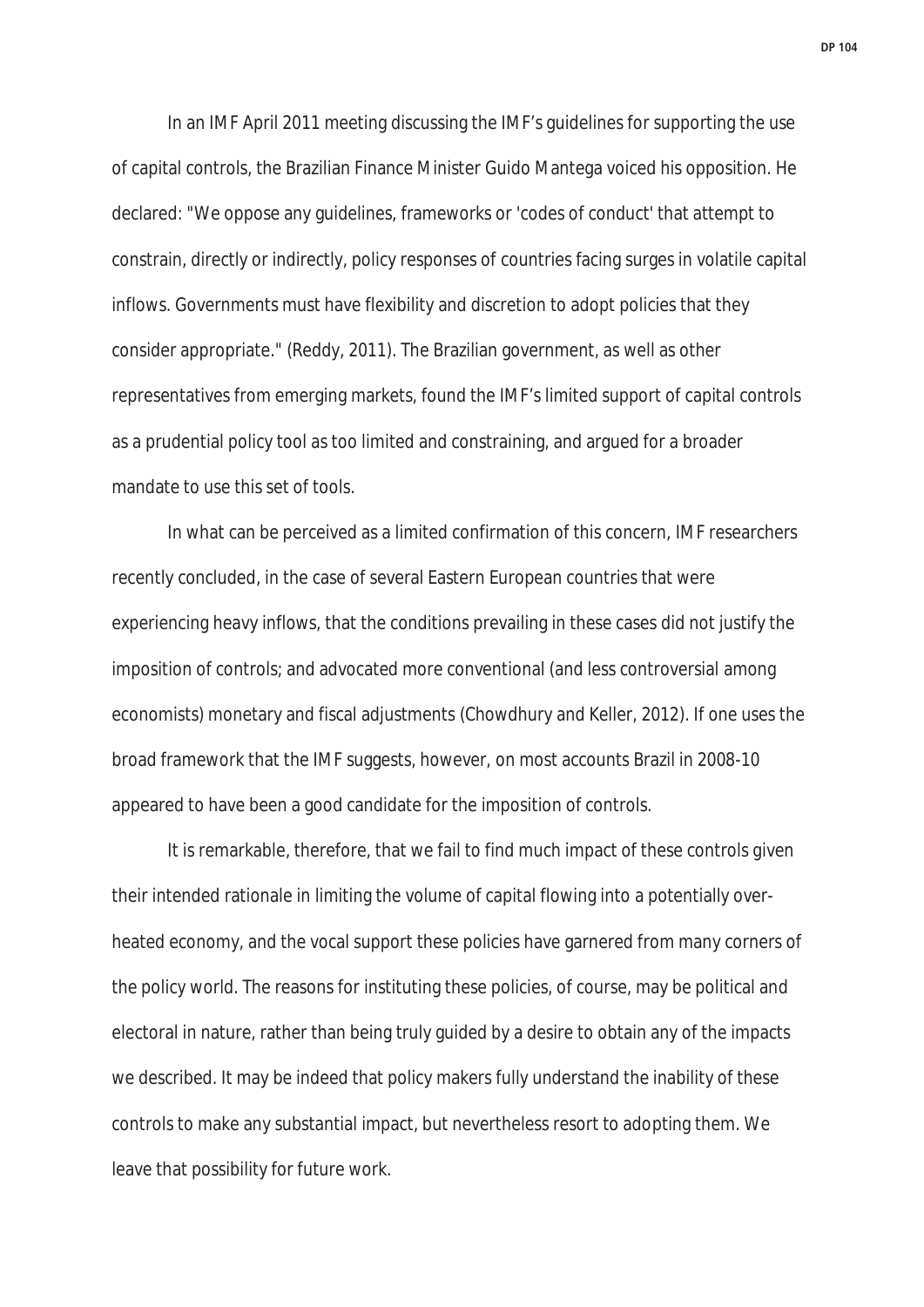In an IMF April 2011 meeting discussing the IMF's guidelines for supporting the use of capital controls, the Brazilian Finance Minister Guido Mantega voiced his opposition. He declared: "We oppose any guidelines, frameworks or 'codes of conduct' that attempt to constrain, directly or indirectly, policy responses of countries facing surges in volatile capital inflows. Governments must have flexibility and discretion to adopt policies that they consider appropriate." (Reddy, 2011). The Brazilian government, as well as other representatives from emerging markets, found the IMF's limited support of capital controls as a prudential policy tool as too limited and constraining, and argued for a broader mandate to use this set of tools.

In what can be perceived as a limited confirmation of this concern, IMF researchers recently concluded, in the case of several Eastern European countries that were experiencing heavy inflows, that the conditions prevailing in these cases did not justify the imposition of controls; and advocated more conventional (and less controversial among economists) monetary and fiscal adjustments (Chowdhury and Keller, 2012). If one uses the broad framework that the IMF suggests, however, on most accounts Brazil in 2008-10 appeared to have been a good candidate for the imposition of controls.

It is remarkable, therefore, that we fail to find much impact of these controls given their intended rationale in limiting the volume of capital flowing into a potentially over-heated economy, and the vocal support these policies have garnered from many corners of the policy world. The reasons for instituting these policies, of course, may be political and electoral in nature, rather than being truly guided by a desire to obtain any of the impacts we described. It may be indeed that policy makers fully understand the inability of these controls to make any substantial impact, but nevertheless resort to adopting them. We leave that possibility for future work.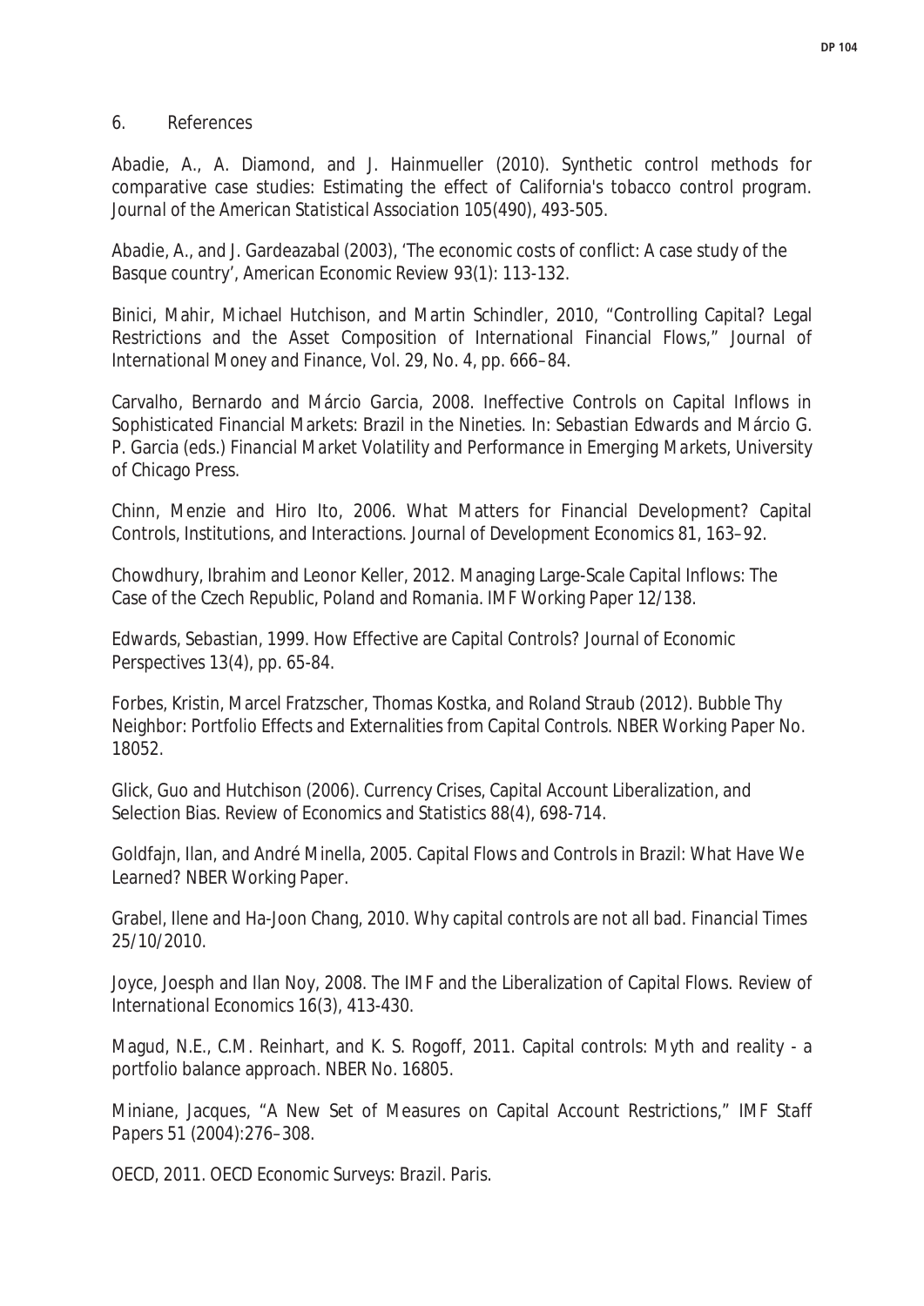## 6. References

Abadie, A., A. Diamond, and J. Hainmueller (2010). Synthetic control methods for comparative case studies: Estimating the effect of California's tobacco control program. *Journal of the American Statistical Association* 105(490), 493-505.

Abadie, A., and J. Gardeazabal (2003), 'The economic costs of conflict: A case study of the Basque country', *American Economic Review* 93(1): 113-132.

Binici, Mahir, Michael Hutchison, and Martin Schindler, 2010, "Controlling Capital? Legal Restrictions and the Asset Composition of International Financial Flows," *Journal of International Money and Finance*, Vol. 29, No. 4, pp. 666–84.

Carvalho, Bernardo and Márcio Garcia, 2008. Ineffective Controls on Capital Inflows in Sophisticated Financial Markets: Brazil in the Nineties. In: Sebastian Edwards and Márcio G. P. Garcia (eds.) *Financial Market Volatility and Performance in Emerging Markets*, University of Chicago Press.

Chinn, Menzie and Hiro Ito, 2006. What Matters for Financial Development? Capital Controls, Institutions, and Interactions. *Journal of Development Economics* 81, 163–92.

Chowdhury, Ibrahim and Leonor Keller, 2012. Managing Large-Scale Capital Inflows: The Case of the Czech Republic, Poland and Romania. IMF Working Paper 12/138.

Edwards, Sebastian, 1999. How Effective are Capital Controls? *Journal of Economic Perspectives* 13(4), pp. 65-84.

Forbes, Kristin, Marcel Fratzscher, Thomas Kostka, and Roland Straub (2012). Bubble Thy Neighbor: Portfolio Effects and Externalities from Capital Controls. NBER Working Paper No. 18052.

Glick, Guo and Hutchison (2006). Currency Crises, Capital Account Liberalization, and Selection Bias. *Review of Economics and Statistics* 88(4), 698-714.

Goldfajn, Ilan, and André Minella, 2005. Capital Flows and Controls in Brazil: What Have We Learned? NBER Working Paper.

Grabel, Ilene and Ha-Joon Chang, 2010. Why capital controls are not all bad. *Financial Times* 25/10/2010.

Joyce, Joesph and Ilan Noy, 2008. The IMF and the Liberalization of Capital Flows. *Review of International Economics* 16(3), 413-430.

Magud, N.E., C.M. Reinhart, and K. S. Rogoff, 2011. Capital controls: Myth and reality - a portfolio balance approach. NBER No. 16805.

Miniane, Jacques, "A New Set of Measures on Capital Account Restrictions," *IMF Staff Papers* 51 (2004):276–308.

OECD, 2011. *OECD Economic Surveys: Brazil*. Paris.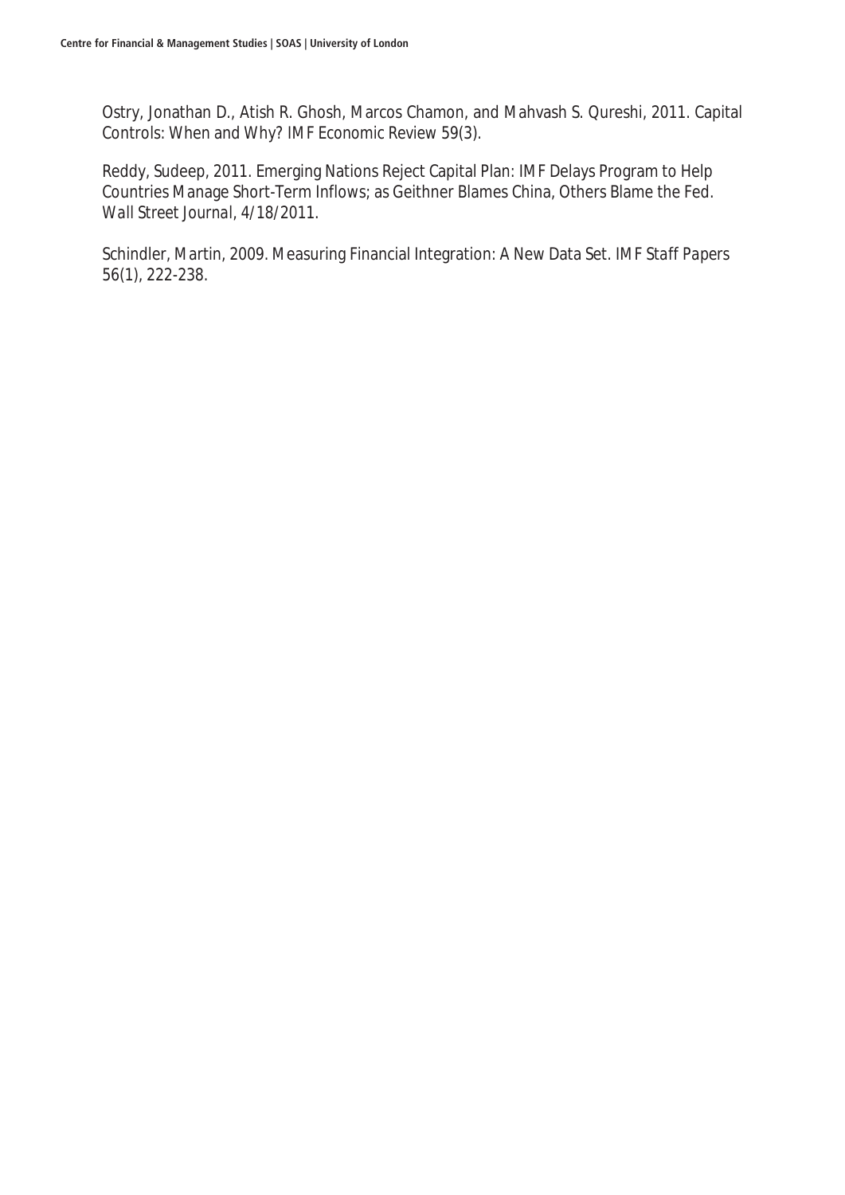Ostry, Jonathan D., Atish R. Ghosh, Marcos Chamon, and Mahvash S. Qureshi, 2011. Capital Controls: When and Why? IMF Economic Review 59(3).

Reddy, Sudeep, 2011. Emerging Nations Reject Capital Plan: IMF Delays Program to Help Countries Manage Short-Term Inflows; as Geithner Blames China, Others Blame the Fed. *Wall Street Journal*, 4/18/2011.

Schindler, Martin, 2009. Measuring Financial Integration: A New Data Set. *IMF Staff Papers* 56(1), 222-238.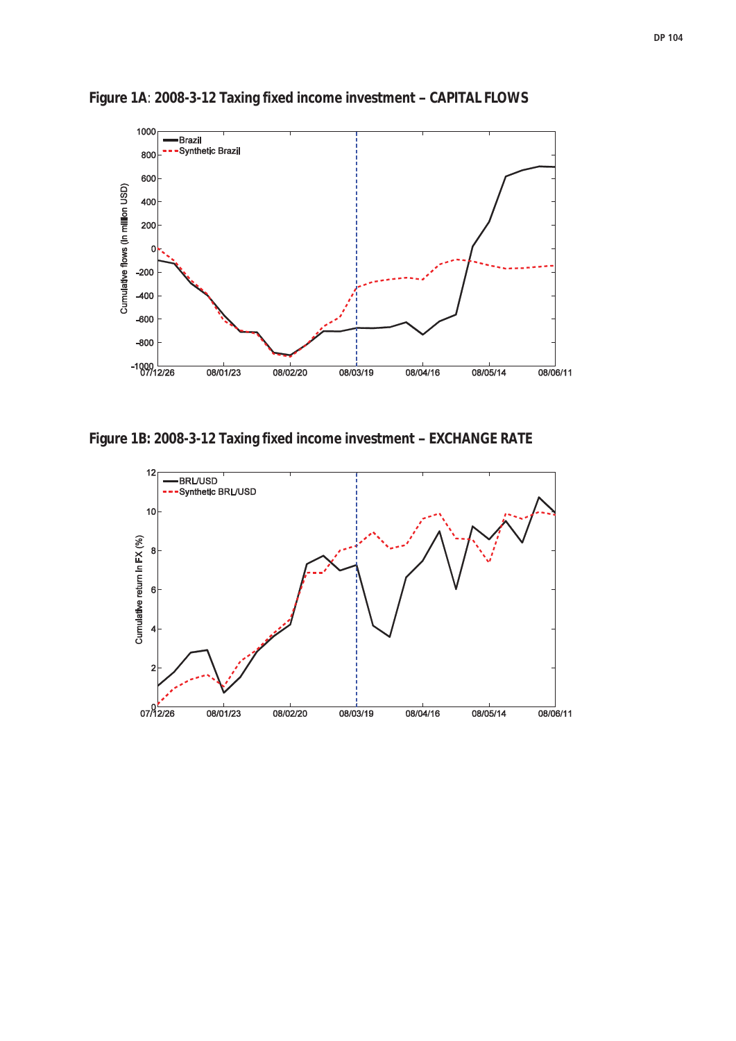**Figure 1A**: **2008-3-12 Taxing fixed income investment – CAPITAL FLOWS**

**Figure 1B: 2008-3-12 Taxing fixed income investment – EXCHANGE RATE**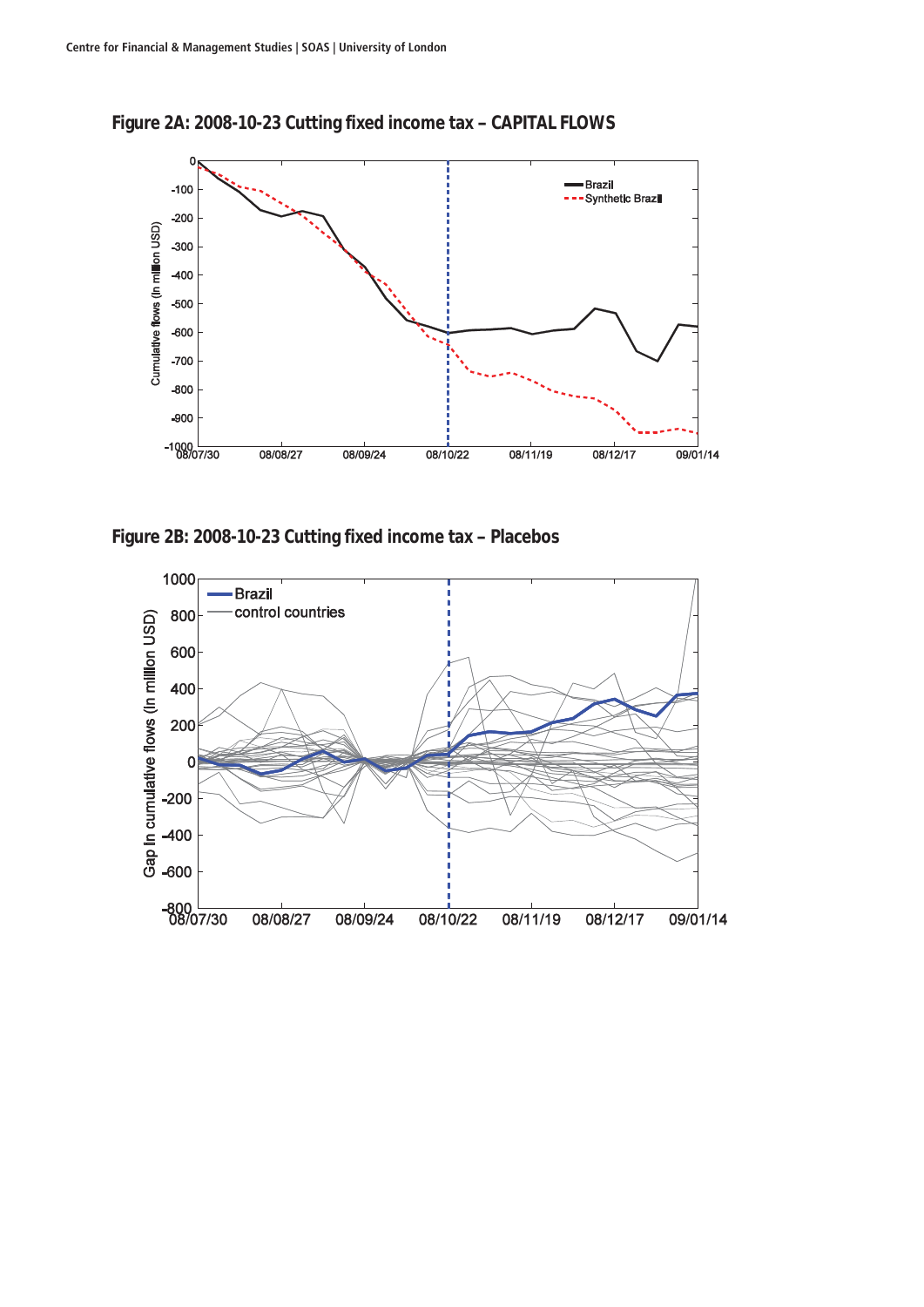**Figure 2A: 2008-10-23 Cutting fixed income tax – CAPITAL FLOWS**

**Figure 2B: 2008-10-23 Cutting fixed income tax – Placebos**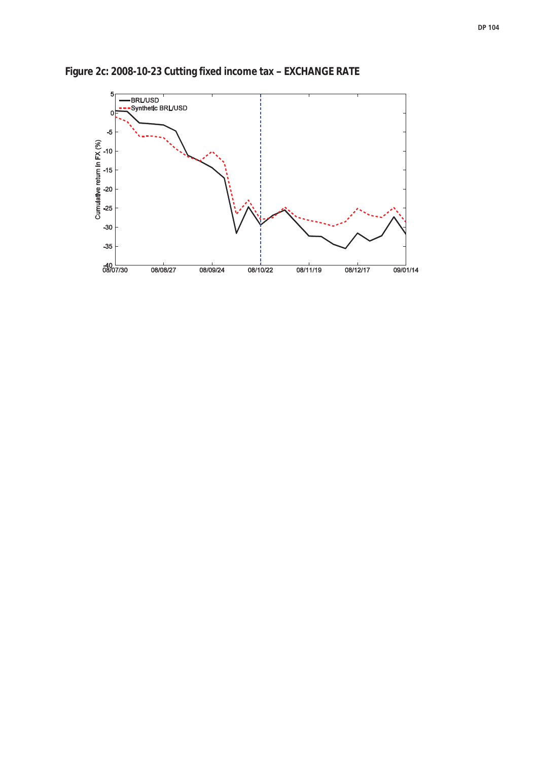**Figure 2c: 2008-10-23 Cutting fixed income tax – EXCHANGE RATE**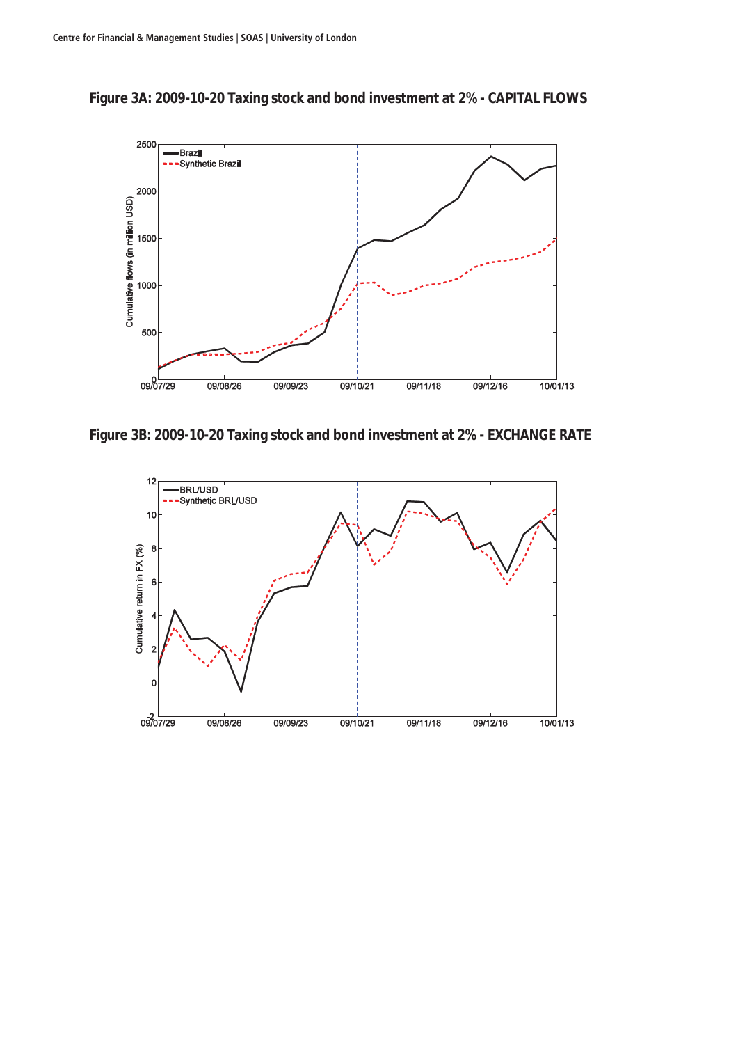**Figure 3A: 2009-10-20 Taxing stock and bond investment at 2% - CAPITAL FLOWS**

**Figure 3B: 2009-10-20 Taxing stock and bond investment at 2% - EXCHANGE RATE**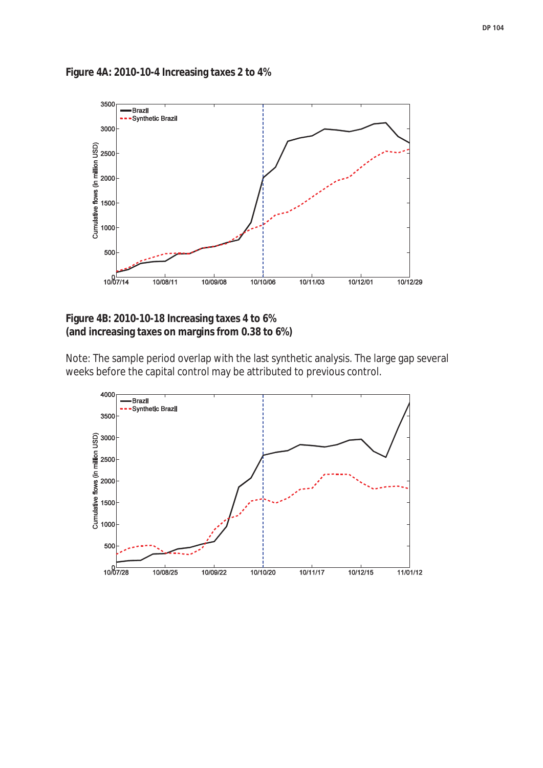**Figure 4A: 2010-10-4 Increasing taxes 2 to 4%**

**Figure 4B: 2010-10-18 Increasing taxes 4 to 6%**
**(and increasing taxes on margins from 0.38 to 6%)**

Note: The sample period overlap with the last synthetic analysis. The large gap several weeks before the capital control may be attributed to previous control.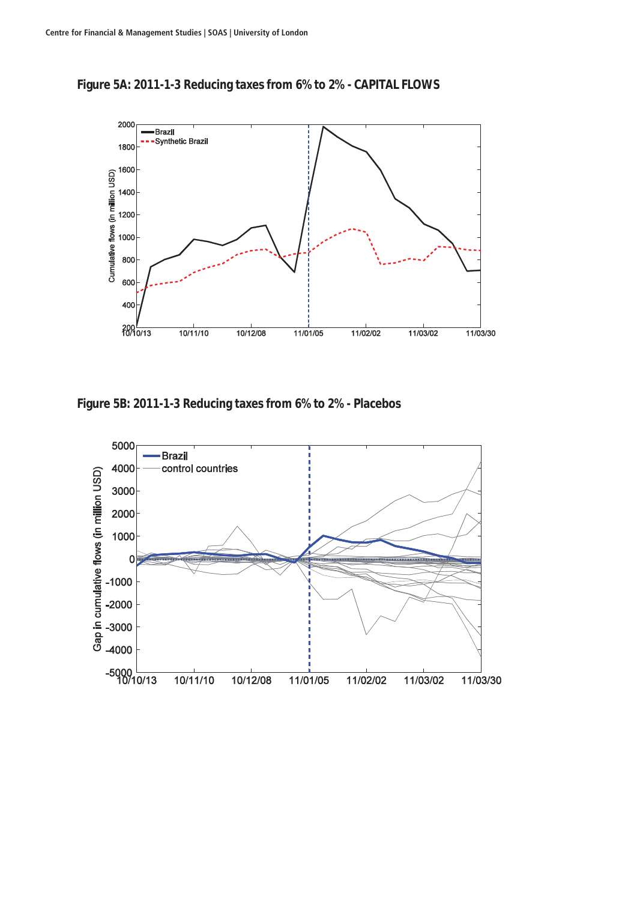**Figure 5A: 2011-1-3 Reducing taxes from 6% to 2% - CAPITAL FLOWS**

**Figure 5B: 2011-1-3 Reducing taxes from 6% to 2% - Placebos**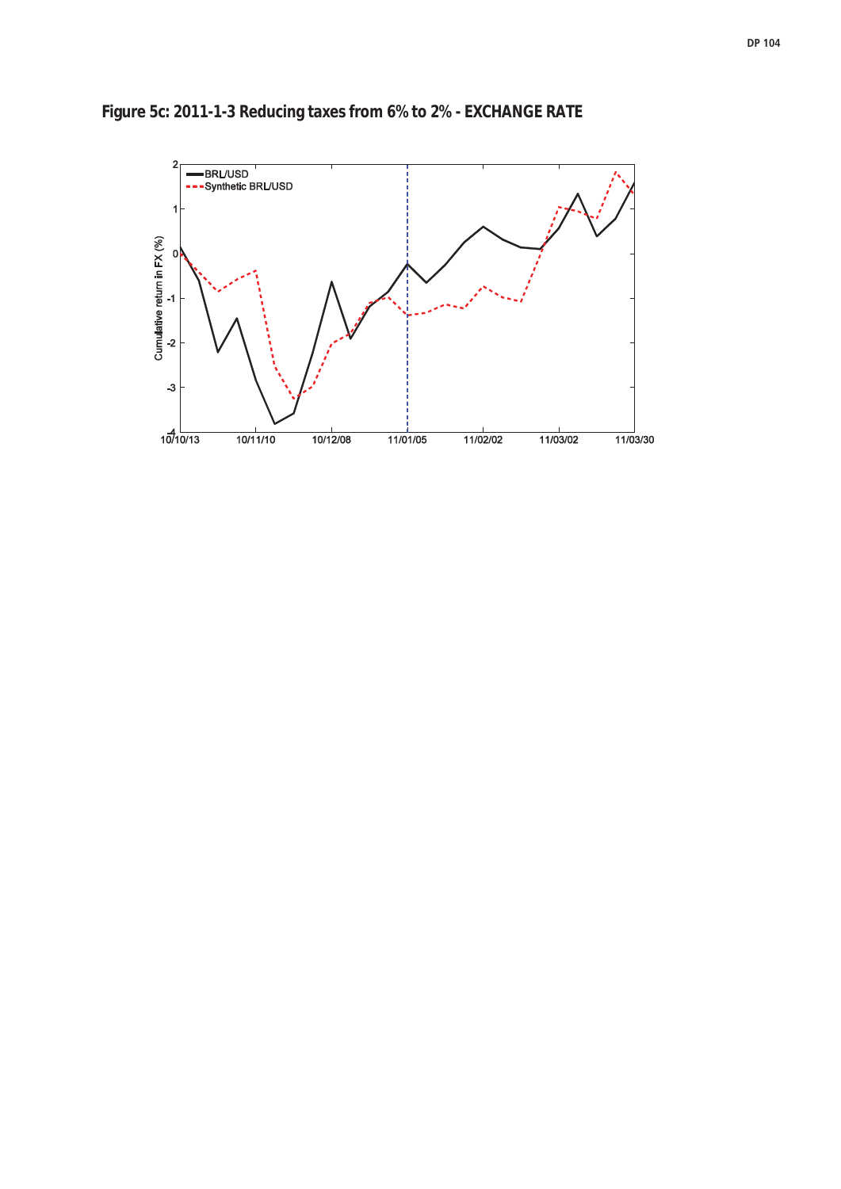**Figure 5c: 2011-1-3 Reducing taxes from 6% to 2% - EXCHANGE RATE**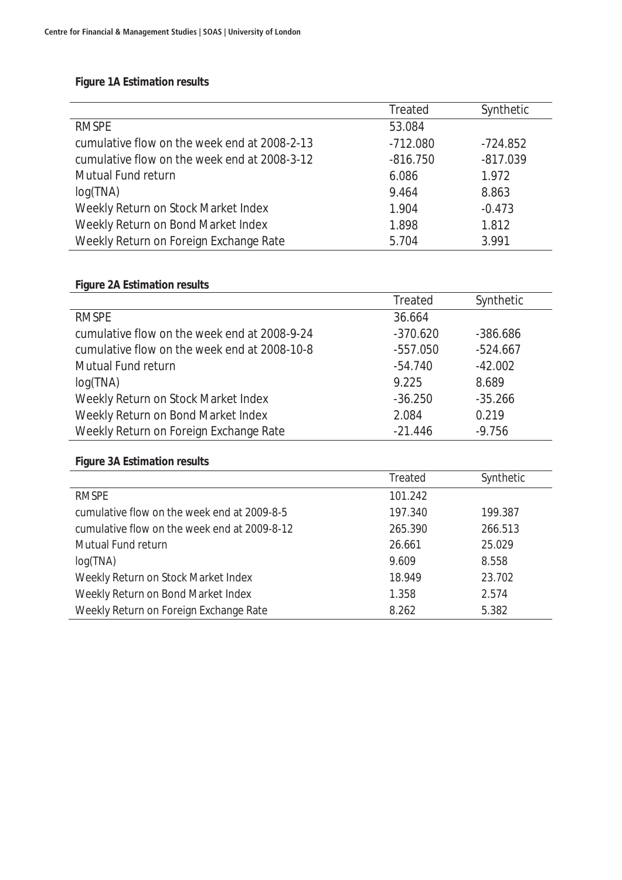**Figure 1A Estimation results**

| | Treated | Synthetic |
|---|---|---|
| RMSPE | 53.084 | |
| cumulative flow on the week end at 2008-2-13 | -712.080 | -724.852 |
| cumulative flow on the week end at 2008-3-12 | -816.750 | -817.039 |
| Mutual Fund return | 6.086 | 1.972 |
| log(TNA) | 9.464 | 8.863 |
| Weekly Return on Stock Market Index | 1.904 | -0.473 |
| Weekly Return on Bond Market Index | 1.898 | 1.812 |
| Weekly Return on Foreign Exchange Rate | 5.704 | 3.991 |

**Figure 2A Estimation results**

| | Treated | Synthetic |
|---|---|---|
| RMSPE | 36.664 | |
| cumulative flow on the week end at 2008-9-24 | -370.620 | -386.686 |
| cumulative flow on the week end at 2008-10-8 | -557.050 | -524.667 |
| Mutual Fund return | -54.740 | -42.002 |
| log(TNA) | 9.225 | 8.689 |
| Weekly Return on Stock Market Index | -36.250 | -35.266 |
| Weekly Return on Bond Market Index | 2.084 | 0.219 |
| Weekly Return on Foreign Exchange Rate | -21.446 | -9.756 |

**Figure 3A Estimation results**

| | Treated | Synthetic |
|---|---|---|
| RMSPE | 101.242 | |
| cumulative flow on the week end at 2009-8-5 | 197.340 | 199.387 |
| cumulative flow on the week end at 2009-8-12 | 265.390 | 266.513 |
| Mutual Fund return | 26.661 | 25.029 |
| log(TNA) | 9.609 | 8.558 |
| Weekly Return on Stock Market Index | 18.949 | 23.702 |
| Weekly Return on Bond Market Index | 1.358 | 2.574 |
| Weekly Return on Foreign Exchange Rate | 8.262 | 5.382 |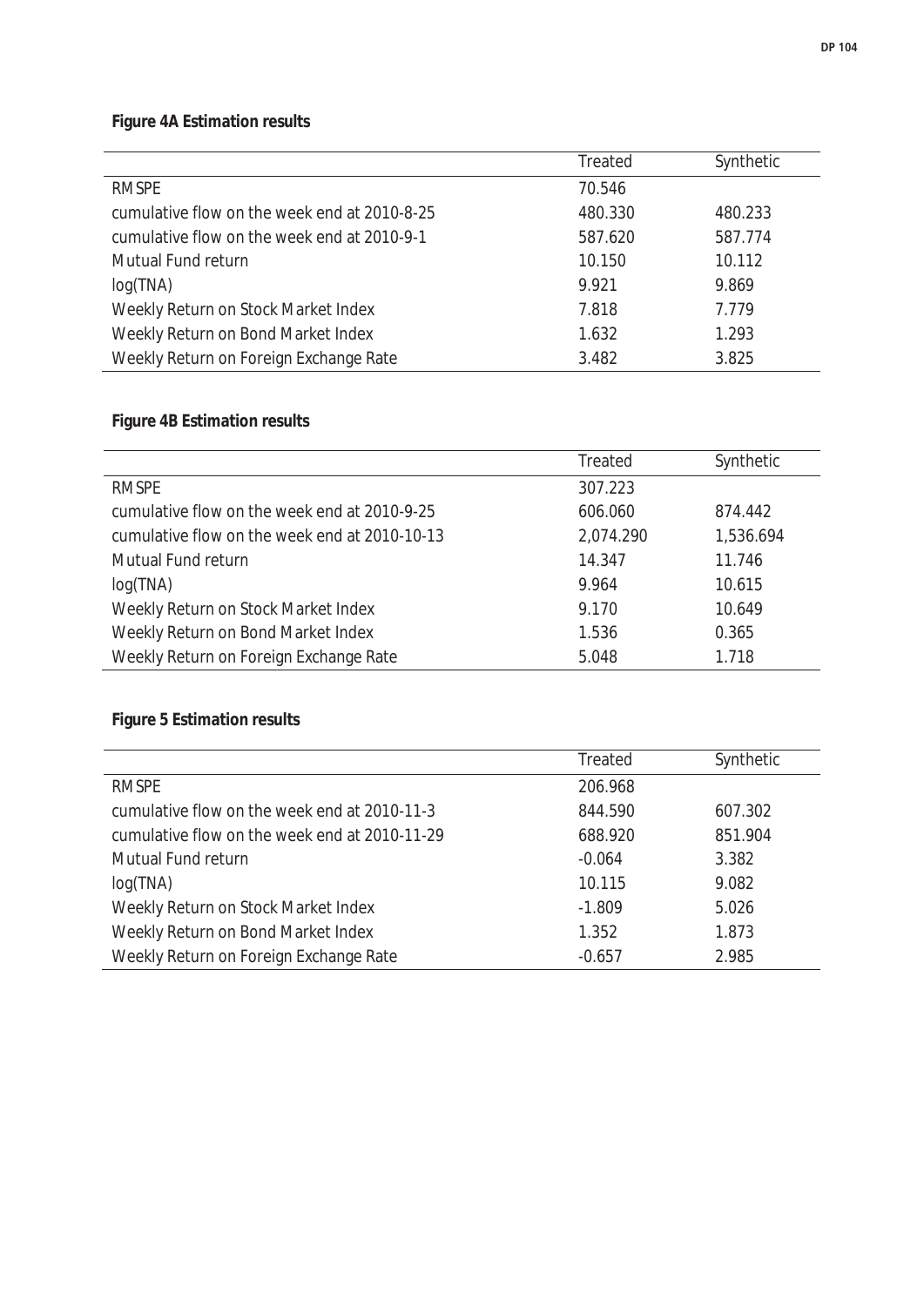**Figure 4A Estimation results**

| | Treated | Synthetic |
|---|---|---|
| RMSPE | 70.546 | |
| cumulative flow on the week end at 2010-8-25 | 480.330 | 480.233 |
| cumulative flow on the week end at 2010-9-1 | 587.620 | 587.774 |
| Mutual Fund return | 10.150 | 10.112 |
| log(TNA) | 9.921 | 9.869 |
| Weekly Return on Stock Market Index | 7.818 | 7.779 |
| Weekly Return on Bond Market Index | 1.632 | 1.293 |
| Weekly Return on Foreign Exchange Rate | 3.482 | 3.825 |

**Figure 4B Estimation results**

| | Treated | Synthetic |
|---|---|---|
| RMSPE | 307.223 | |
| cumulative flow on the week end at 2010-9-25 | 606.060 | 874.442 |
| cumulative flow on the week end at 2010-10-13 | 2,074.290 | 1,536.694 |
| Mutual Fund return | 14.347 | 11.746 |
| log(TNA) | 9.964 | 10.615 |
| Weekly Return on Stock Market Index | 9.170 | 10.649 |
| Weekly Return on Bond Market Index | 1.536 | 0.365 |
| Weekly Return on Foreign Exchange Rate | 5.048 | 1.718 |

**Figure 5 Estimation results**

| | Treated | Synthetic |
|---|---|---|
| RMSPE | 206.968 | |
| cumulative flow on the week end at 2010-11-3 | 844.590 | 607.302 |
| cumulative flow on the week end at 2010-11-29 | 688.920 | 851.904 |
| Mutual Fund return | -0.064 | 3.382 |
| log(TNA) | 10.115 | 9.082 |
| Weekly Return on Stock Market Index | -1.809 | 5.026 |
| Weekly Return on Bond Market Index | 1.352 | 1.873 |
| Weekly Return on Foreign Exchange Rate | -0.657 | 2.985 |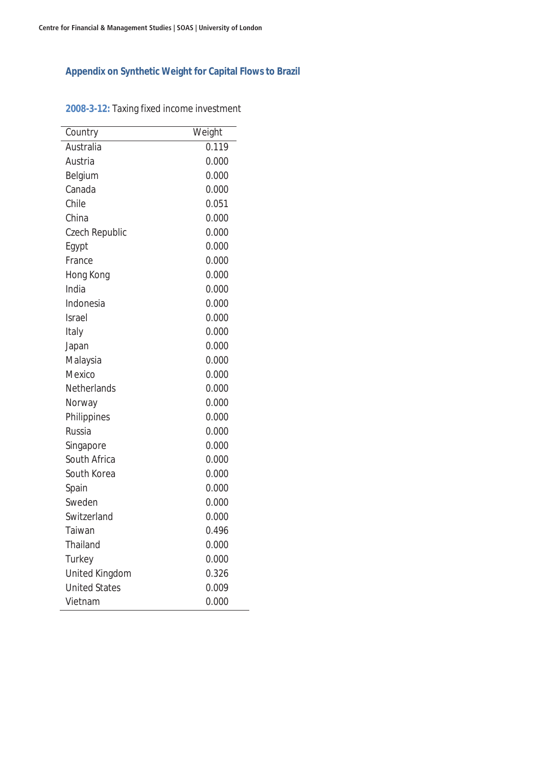## Appendix on Synthetic Weight for Capital Flows to Brazil

**2008-3-12:** Taxing fixed income investment

| Country | Weight |
|---|---|
| Australia | 0.119 |
| Austria | 0.000 |
| Belgium | 0.000 |
| Canada | 0.000 |
| Chile | 0.051 |
| China | 0.000 |
| Czech Republic | 0.000 |
| Egypt | 0.000 |
| France | 0.000 |
| Hong Kong | 0.000 |
| India | 0.000 |
| Indonesia | 0.000 |
| Israel | 0.000 |
| Italy | 0.000 |
| Japan | 0.000 |
| Malaysia | 0.000 |
| Mexico | 0.000 |
| Netherlands | 0.000 |
| Norway | 0.000 |
| Philippines | 0.000 |
| Russia | 0.000 |
| Singapore | 0.000 |
| South Africa | 0.000 |
| South Korea | 0.000 |
| Spain | 0.000 |
| Sweden | 0.000 |
| Switzerland | 0.000 |
| Taiwan | 0.496 |
| Thailand | 0.000 |
| Turkey | 0.000 |
| United Kingdom | 0.326 |
| United States | 0.009 |
| Vietnam | 0.000 |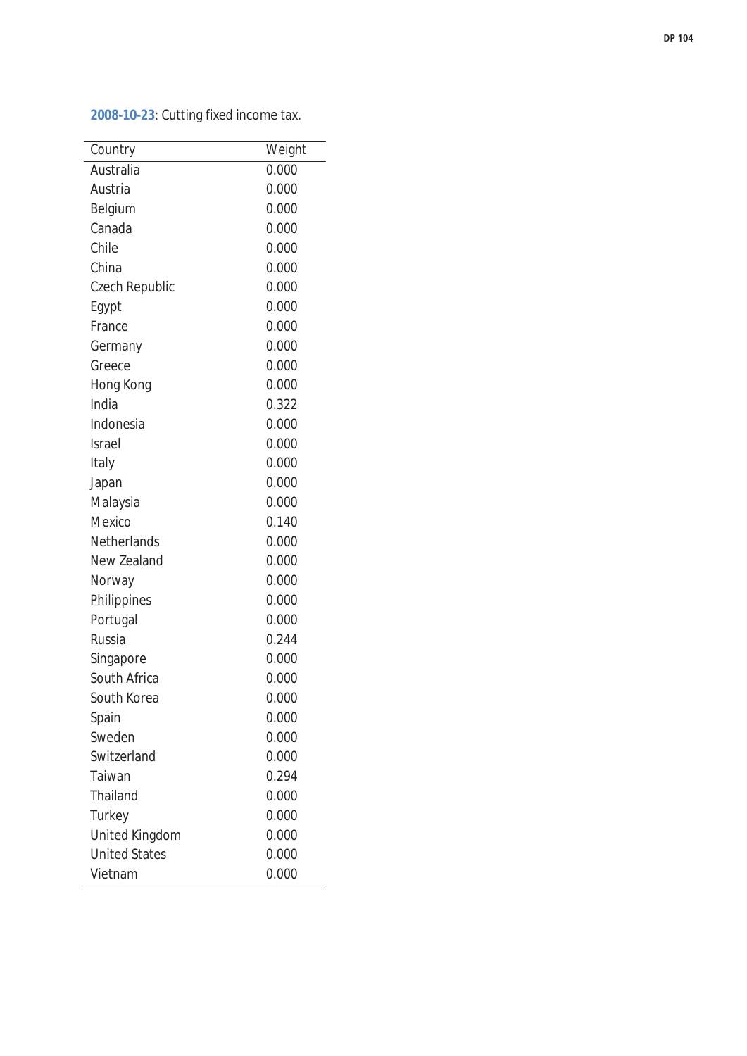**2008-10-23**: Cutting fixed income tax.

| Country | Weight |
|---|---|
| Australia | 0.000 |
| Austria | 0.000 |
| Belgium | 0.000 |
| Canada | 0.000 |
| Chile | 0.000 |
| China | 0.000 |
| Czech Republic | 0.000 |
| Egypt | 0.000 |
| France | 0.000 |
| Germany | 0.000 |
| Greece | 0.000 |
| Hong Kong | 0.000 |
| India | 0.322 |
| Indonesia | 0.000 |
| Israel | 0.000 |
| Italy | 0.000 |
| Japan | 0.000 |
| Malaysia | 0.000 |
| Mexico | 0.140 |
| Netherlands | 0.000 |
| New Zealand | 0.000 |
| Norway | 0.000 |
| Philippines | 0.000 |
| Portugal | 0.000 |
| Russia | 0.244 |
| Singapore | 0.000 |
| South Africa | 0.000 |
| South Korea | 0.000 |
| Spain | 0.000 |
| Sweden | 0.000 |
| Switzerland | 0.000 |
| Taiwan | 0.294 |
| Thailand | 0.000 |
| Turkey | 0.000 |
| United Kingdom | 0.000 |
| United States | 0.000 |
| Vietnam | 0.000 |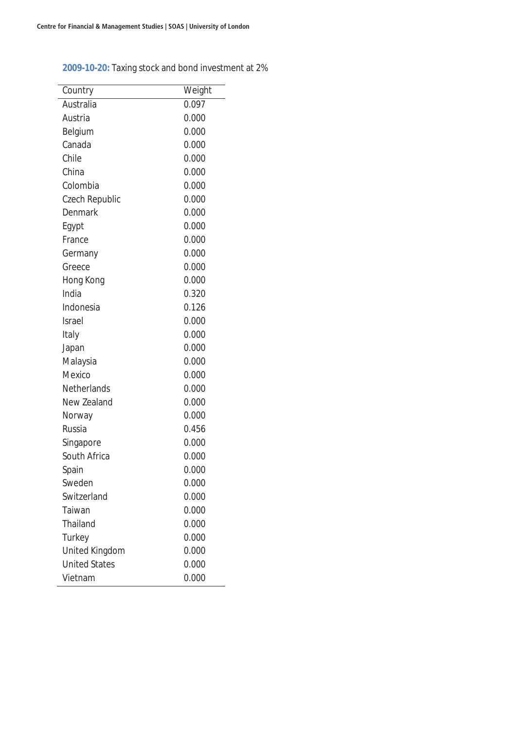**2009-10-20:** Taxing stock and bond investment at 2%

| Country | Weight |
|---|---|
| Australia | 0.097 |
| Austria | 0.000 |
| Belgium | 0.000 |
| Canada | 0.000 |
| Chile | 0.000 |
| China | 0.000 |
| Colombia | 0.000 |
| Czech Republic | 0.000 |
| Denmark | 0.000 |
| Egypt | 0.000 |
| France | 0.000 |
| Germany | 0.000 |
| Greece | 0.000 |
| Hong Kong | 0.000 |
| India | 0.320 |
| Indonesia | 0.126 |
| Israel | 0.000 |
| Italy | 0.000 |
| Japan | 0.000 |
| Malaysia | 0.000 |
| Mexico | 0.000 |
| Netherlands | 0.000 |
| New Zealand | 0.000 |
| Norway | 0.000 |
| Russia | 0.456 |
| Singapore | 0.000 |
| South Africa | 0.000 |
| Spain | 0.000 |
| Sweden | 0.000 |
| Switzerland | 0.000 |
| Taiwan | 0.000 |
| Thailand | 0.000 |
| Turkey | 0.000 |
| United Kingdom | 0.000 |
| United States | 0.000 |
| Vietnam | 0.000 |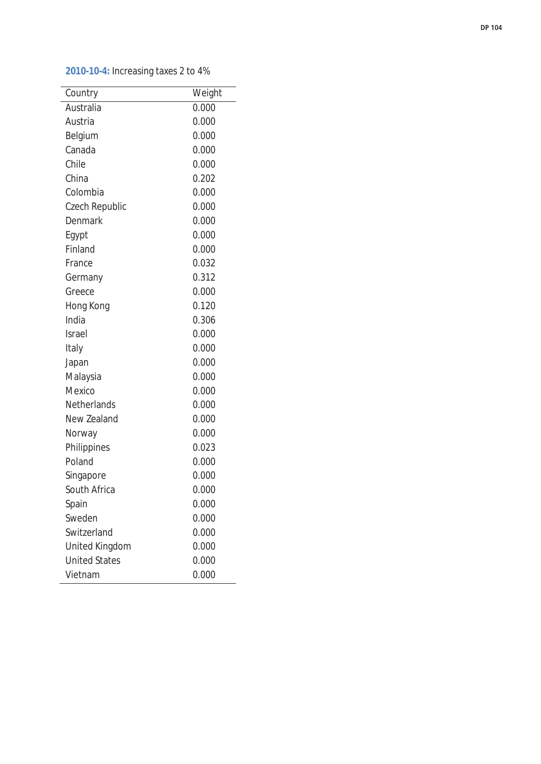**2010-10-4:** Increasing taxes 2 to 4%

| Country | Weight |
|---|---|
| Australia | 0.000 |
| Austria | 0.000 |
| Belgium | 0.000 |
| Canada | 0.000 |
| Chile | 0.000 |
| China | 0.202 |
| Colombia | 0.000 |
| Czech Republic | 0.000 |
| Denmark | 0.000 |
| Egypt | 0.000 |
| Finland | 0.000 |
| France | 0.032 |
| Germany | 0.312 |
| Greece | 0.000 |
| Hong Kong | 0.120 |
| India | 0.306 |
| Israel | 0.000 |
| Italy | 0.000 |
| Japan | 0.000 |
| Malaysia | 0.000 |
| Mexico | 0.000 |
| Netherlands | 0.000 |
| New Zealand | 0.000 |
| Norway | 0.000 |
| Philippines | 0.023 |
| Poland | 0.000 |
| Singapore | 0.000 |
| South Africa | 0.000 |
| Spain | 0.000 |
| Sweden | 0.000 |
| Switzerland | 0.000 |
| United Kingdom | 0.000 |
| United States | 0.000 |
| Vietnam | 0.000 |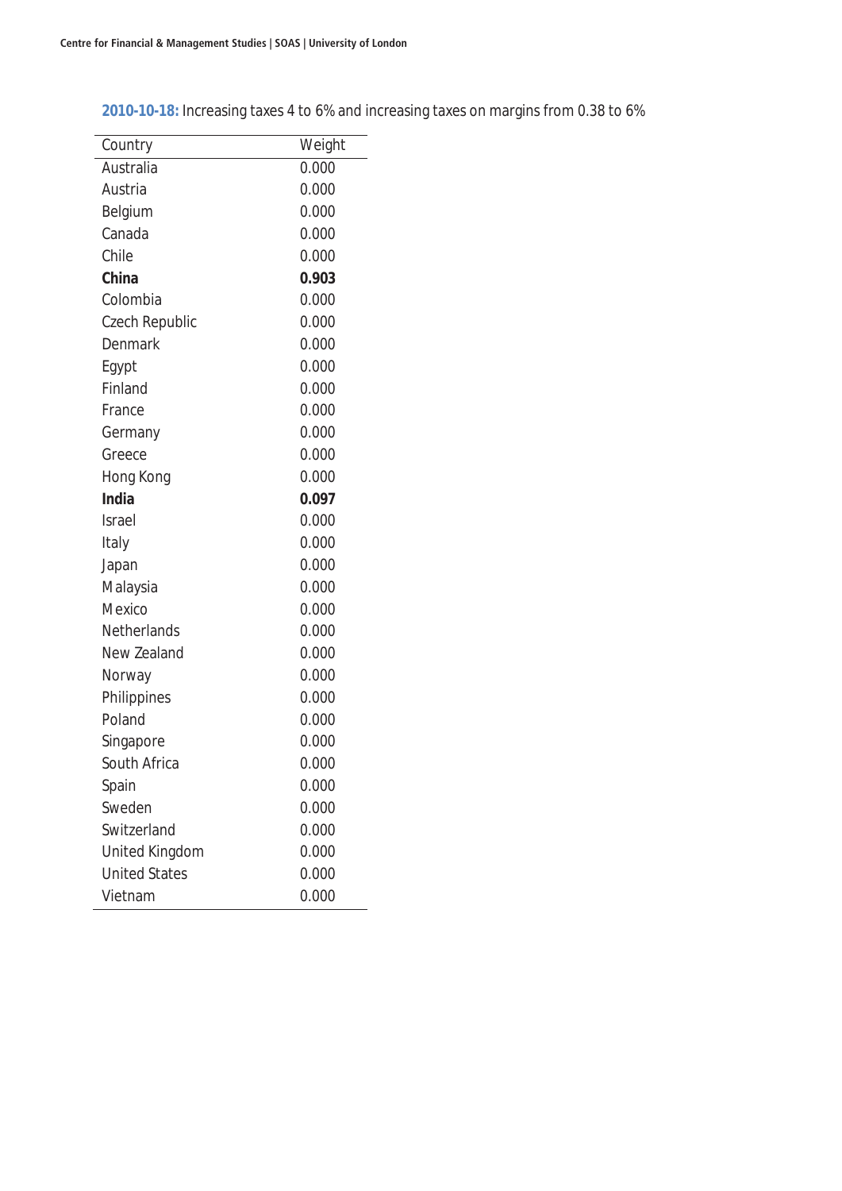**2010-10-18:** Increasing taxes 4 to 6% and increasing taxes on margins from 0.38 to 6%

| Country | Weight |
|---|---|
| Australia | 0.000 |
| Austria | 0.000 |
| Belgium | 0.000 |
| Canada | 0.000 |
| Chile | 0.000 |
| **China** | **0.903** |
| Colombia | 0.000 |
| Czech Republic | 0.000 |
| Denmark | 0.000 |
| Egypt | 0.000 |
| Finland | 0.000 |
| France | 0.000 |
| Germany | 0.000 |
| Greece | 0.000 |
| Hong Kong | 0.000 |
| **India** | **0.097** |
| Israel | 0.000 |
| Italy | 0.000 |
| Japan | 0.000 |
| Malaysia | 0.000 |
| Mexico | 0.000 |
| Netherlands | 0.000 |
| New Zealand | 0.000 |
| Norway | 0.000 |
| Philippines | 0.000 |
| Poland | 0.000 |
| Singapore | 0.000 |
| South Africa | 0.000 |
| Spain | 0.000 |
| Sweden | 0.000 |
| Switzerland | 0.000 |
| United Kingdom | 0.000 |
| United States | 0.000 |
| Vietnam | 0.000 |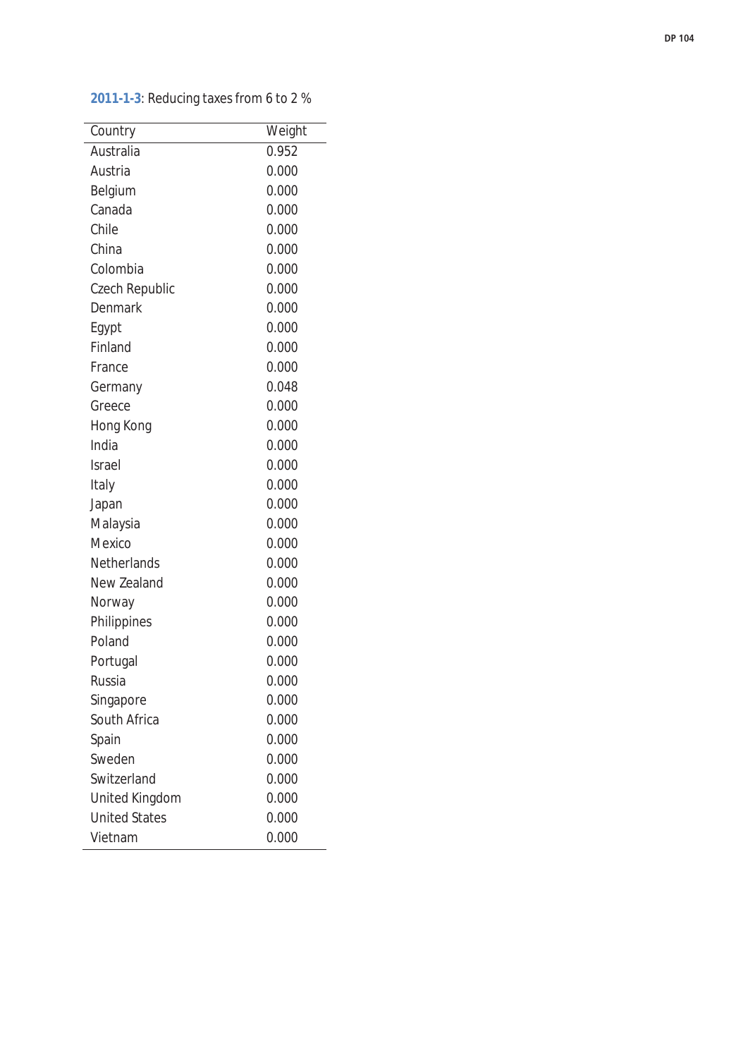**2011-1-3**: Reducing taxes from 6 to 2 %

| Country | Weight |
| --- | --- |
| Australia | 0.952 |
| Austria | 0.000 |
| Belgium | 0.000 |
| Canada | 0.000 |
| Chile | 0.000 |
| China | 0.000 |
| Colombia | 0.000 |
| Czech Republic | 0.000 |
| Denmark | 0.000 |
| Egypt | 0.000 |
| Finland | 0.000 |
| France | 0.000 |
| Germany | 0.048 |
| Greece | 0.000 |
| Hong Kong | 0.000 |
| India | 0.000 |
| Israel | 0.000 |
| Italy | 0.000 |
| Japan | 0.000 |
| Malaysia | 0.000 |
| Mexico | 0.000 |
| Netherlands | 0.000 |
| New Zealand | 0.000 |
| Norway | 0.000 |
| Philippines | 0.000 |
| Poland | 0.000 |
| Portugal | 0.000 |
| Russia | 0.000 |
| Singapore | 0.000 |
| South Africa | 0.000 |
| Spain | 0.000 |
| Sweden | 0.000 |
| Switzerland | 0.000 |
| United Kingdom | 0.000 |
| United States | 0.000 |
| Vietnam | 0.000 |